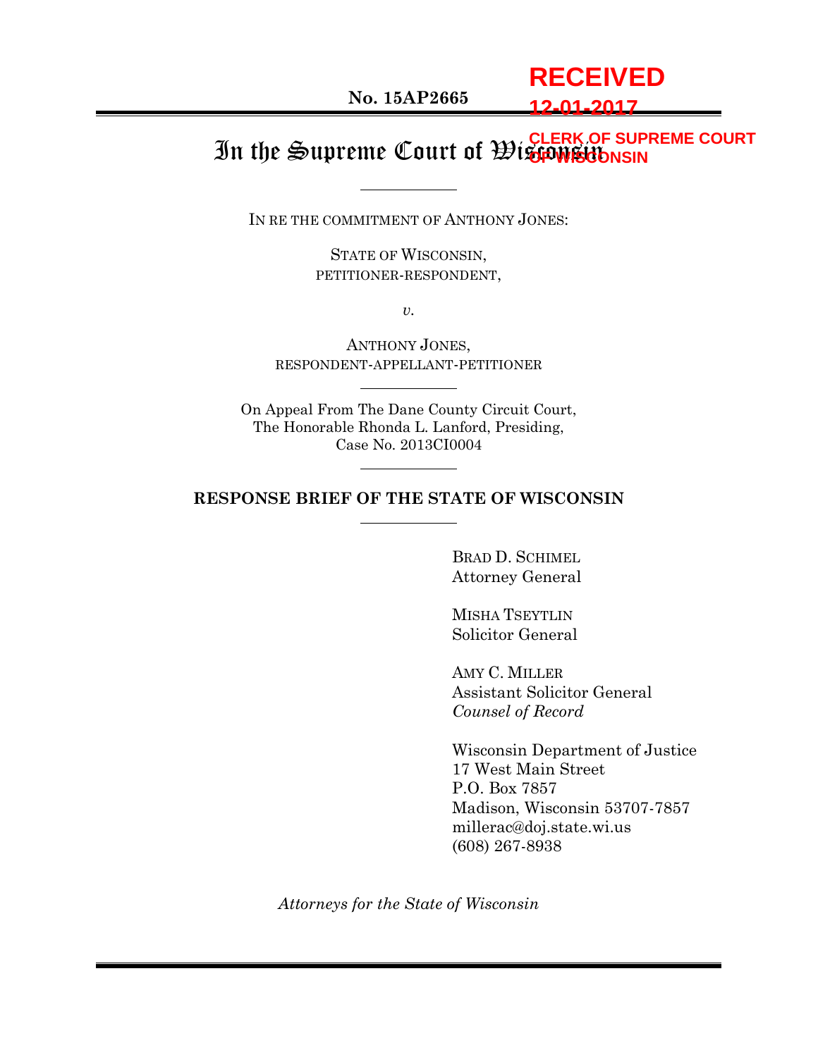RECEIVED

12-01-2017

CLERK OF SUPREME COURT OF WISCONSIN

**No. 15AP2665**

# In the Supreme Court of Wisconsin

IN RE THE COMMITMENT OF ANTHONY JONES:

STATE OF WISCONSIN,
PETITIONER-RESPONDENT,

*v.*

ANTHONY JONES,
RESPONDENT-APPELLANT-PETITIONER

On Appeal From The Dane County Circuit Court,
The Honorable Rhonda L. Lanford, Presiding,
Case No. 2013CI0004

**RESPONSE BRIEF OF THE STATE OF WISCONSIN**

BRAD D. SCHIMEL
Attorney General

MISHA TSEYTLIN
Solicitor General

AMY C. MILLER
Assistant Solicitor General
*Counsel of Record*

Wisconsin Department of Justice
17 West Main Street
P.O. Box 7857
Madison, Wisconsin 53707-7857
millerac@doj.state.wi.us
(608) 267-8938

*Attorneys for the State of Wisconsin*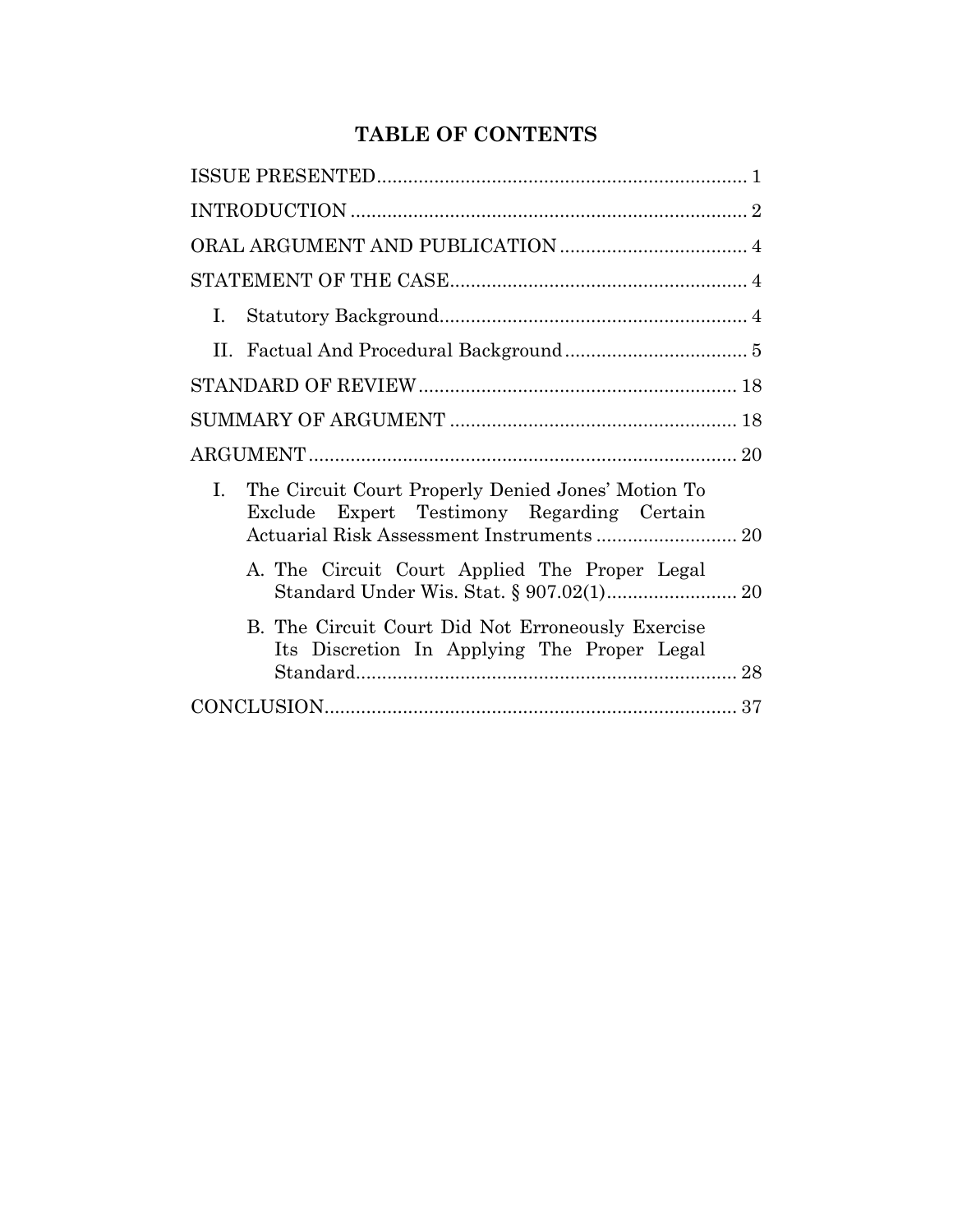# TABLE OF CONTENTS

ISSUE PRESENTED ....................................................................... 1

INTRODUCTION ............................................................................ 2

ORAL ARGUMENT AND PUBLICATION .................................... 4

STATEMENT OF THE CASE ......................................................... 4

- I. Statutory Background ........................................................... 4
- II. Factual And Procedural Background ................................... 5

STANDARD OF REVIEW ............................................................. 18

SUMMARY OF ARGUMENT ....................................................... 18

ARGUMENT .................................................................................. 20

- I. The Circuit Court Properly Denied Jones' Motion To Exclude Expert Testimony Regarding Certain Actuarial Risk Assessment Instruments ........................... 20
  - A. The Circuit Court Applied The Proper Legal Standard Under Wis. Stat. § 907.02(1) ......................... 20
  - B. The Circuit Court Did Not Erroneously Exercise Its Discretion In Applying The Proper Legal Standard ......................................................................... 28

CONCLUSION ............................................................................... 37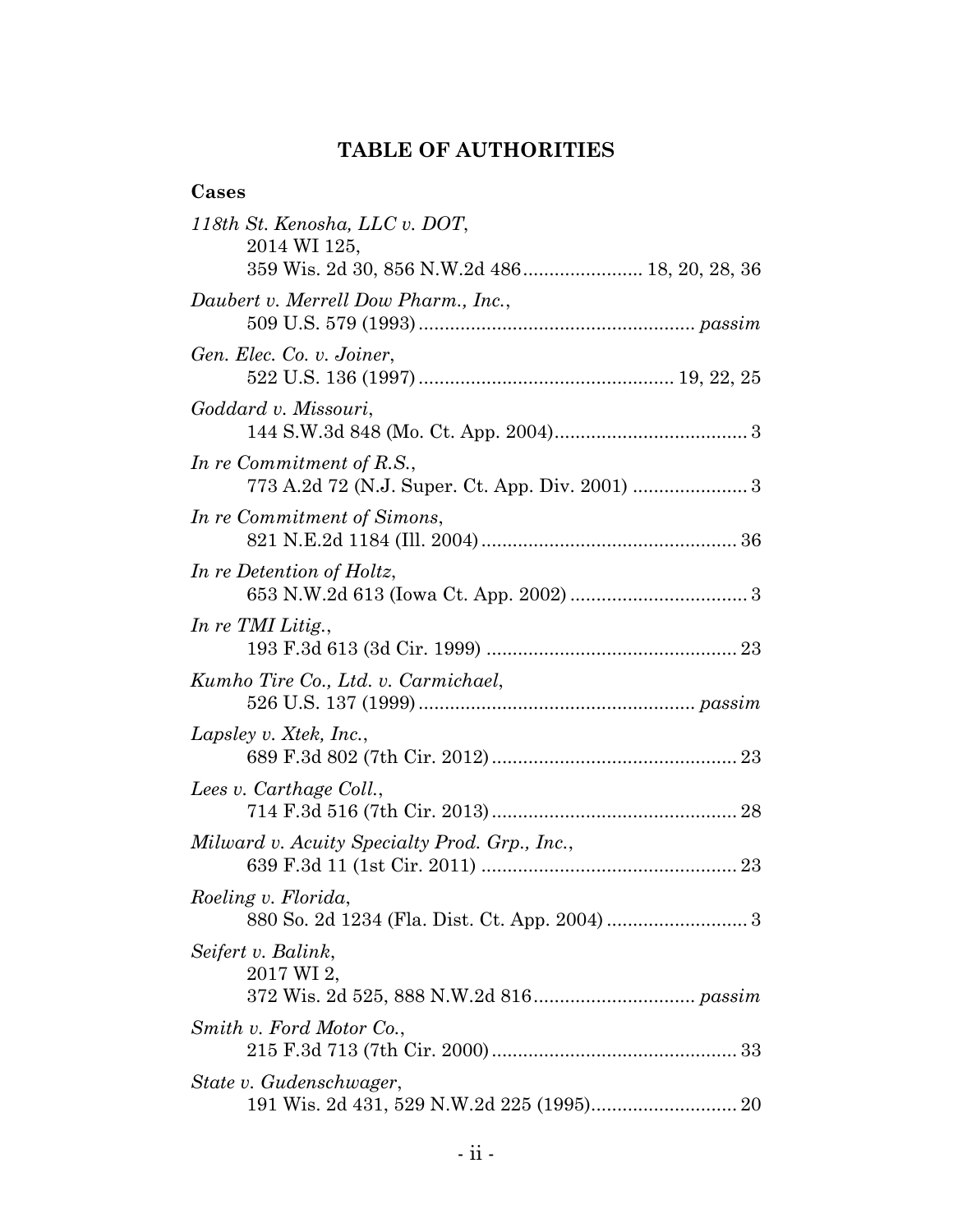# TABLE OF AUTHORITIES

## Cases

*118th St. Kenosha, LLC v. DOT*,
2014 WI 125,
359 Wis. 2d 30, 856 N.W.2d 486 ....................... 18, 20, 28, 36

*Daubert v. Merrell Dow Pharm., Inc.*,
509 U.S. 579 (1993) .................................................... *passim*

*Gen. Elec. Co. v. Joiner*,
522 U.S. 136 (1997) ................................................ 19, 22, 25

*Goddard v. Missouri*,
144 S.W.3d 848 (Mo. Ct. App. 2004) ..................................... 3

*In re Commitment of R.S.*,
773 A.2d 72 (N.J. Super. Ct. App. Div. 2001) ...................... 3

*In re Commitment of Simons*,
821 N.E.2d 1184 (Ill. 2004) ................................................. 36

*In re Detention of Holtz*,
653 N.W.2d 613 (Iowa Ct. App. 2002) .................................. 3

*In re TMI Litig.*,
193 F.3d 613 (3d Cir. 1999) ................................................ 23

*Kumho Tire Co., Ltd. v. Carmichael*,
526 U.S. 137 (1999) .................................................... *passim*

*Lapsley v. Xtek, Inc.*,
689 F.3d 802 (7th Cir. 2012) ............................................... 23

*Lees v. Carthage Coll.*,
714 F.3d 516 (7th Cir. 2013) ............................................... 28

*Milward v. Acuity Specialty Prod. Grp., Inc.*,
639 F.3d 11 (1st Cir. 2011) ................................................. 23

*Roeling v. Florida*,
880 So. 2d 1234 (Fla. Dist. Ct. App. 2004) ........................... 3

*Seifert v. Balink*,
2017 WI 2,
372 Wis. 2d 525, 888 N.W.2d 816 ............................... *passim*

*Smith v. Ford Motor Co.*,
215 F.3d 713 (7th Cir. 2000) ............................................... 33

*State v. Gudenschwager*,
191 Wis. 2d 431, 529 N.W.2d 225 (1995) ............................ 20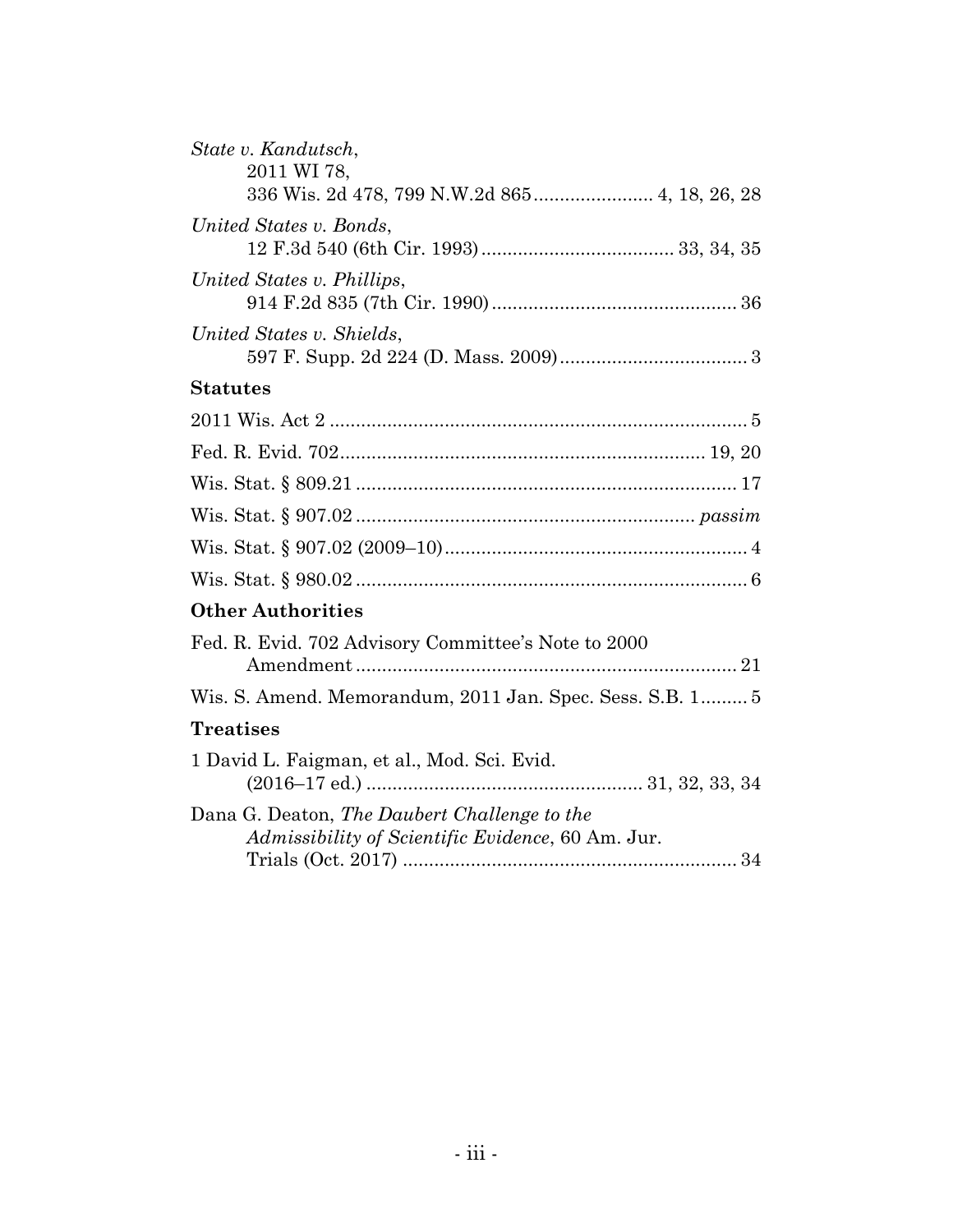*State v. Kandutsch*,
2011 WI 78,
336 Wis. 2d 478, 799 N.W.2d 865 ....................... 4, 18, 26, 28

*United States v. Bonds*,
12 F.3d 540 (6th Cir. 1993) ..................................... 33, 34, 35

*United States v. Phillips*,
914 F.2d 835 (7th Cir. 1990) ............................................... 36

*United States v. Shields*,
597 F. Supp. 2d 224 (D. Mass. 2009) .................................... 3

**Statutes**

2011 Wis. Act 2 ................................................................................ 5

Fed. R. Evid. 702 ..................................................................... 19, 20

Wis. Stat. § 809.21 ......................................................................... 17

Wis. Stat. § 907.02 ................................................................ *passim*

Wis. Stat. § 907.02 (2009–10) .......................................................... 4

Wis. Stat. § 980.02 ........................................................................... 6

**Other Authorities**

Fed. R. Evid. 702 Advisory Committee's Note to 2000
Amendment ........................................................................ 21

Wis. S. Amend. Memorandum, 2011 Jan. Spec. Sess. S.B. 1 ......... 5

**Treatises**

1 David L. Faigman, et al., Mod. Sci. Evid.
(2016–17 ed.) ..................................................... 31, 32, 33, 34

Dana G. Deaton, *The Daubert Challenge to the Admissibility of Scientific Evidence*, 60 Am. Jur. Trials (Oct. 2017) ................................................................ 34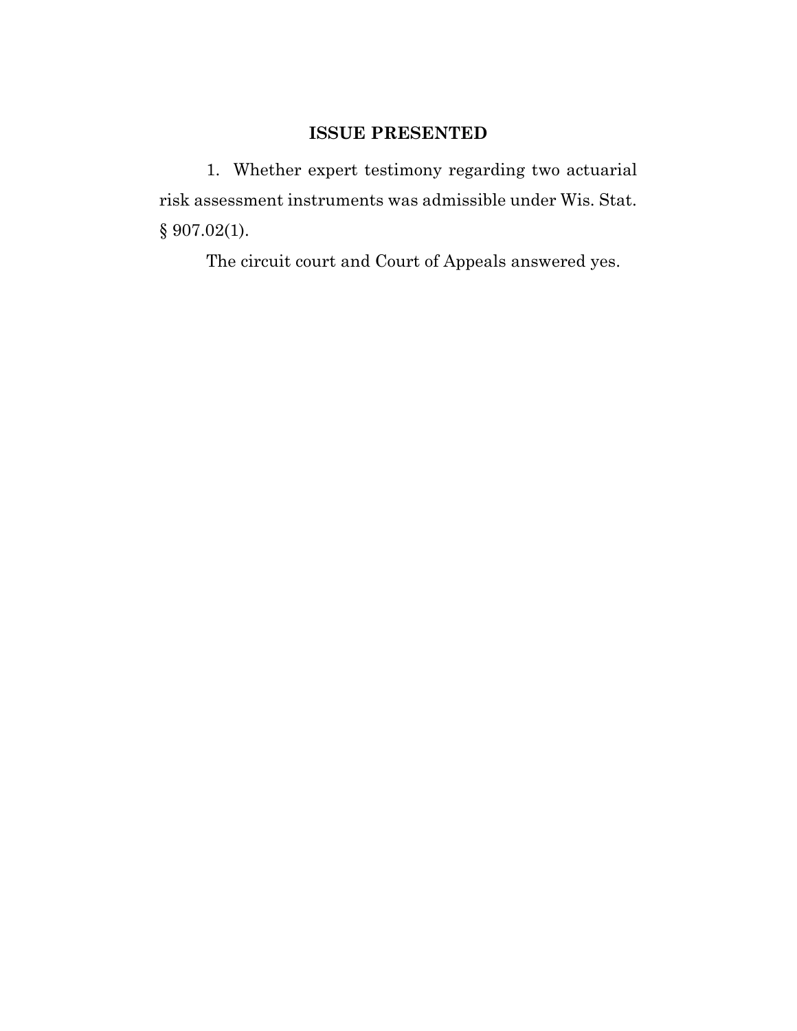## ISSUE PRESENTED

1. Whether expert testimony regarding two actuarial risk assessment instruments was admissible under Wis. Stat. § 907.02(1).

The circuit court and Court of Appeals answered yes.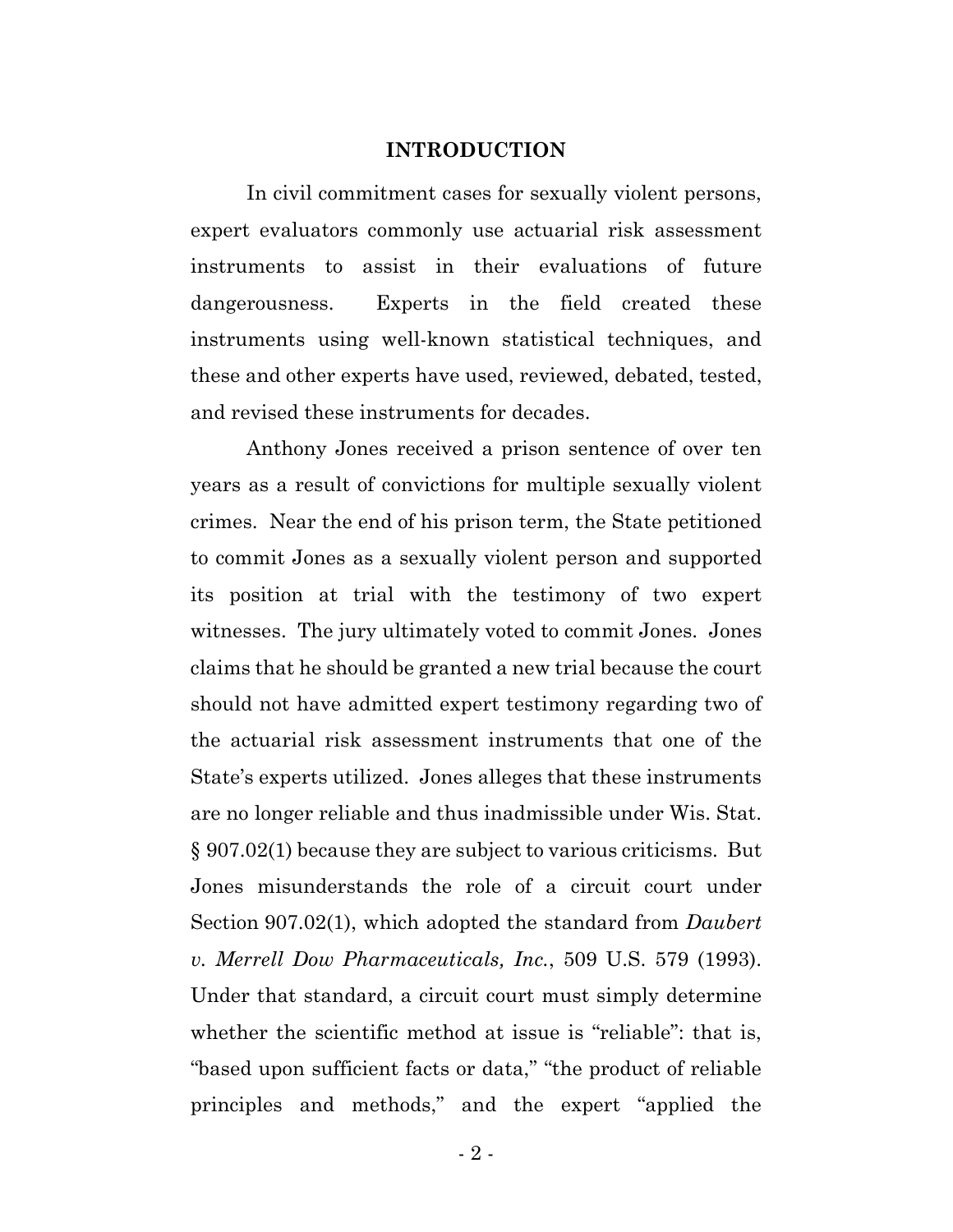## INTRODUCTION

In civil commitment cases for sexually violent persons, expert evaluators commonly use actuarial risk assessment instruments to assist in their evaluations of future dangerousness. Experts in the field created these instruments using well-known statistical techniques, and these and other experts have used, reviewed, debated, tested, and revised these instruments for decades.

Anthony Jones received a prison sentence of over ten years as a result of convictions for multiple sexually violent crimes. Near the end of his prison term, the State petitioned to commit Jones as a sexually violent person and supported its position at trial with the testimony of two expert witnesses. The jury ultimately voted to commit Jones. Jones claims that he should be granted a new trial because the court should not have admitted expert testimony regarding two of the actuarial risk assessment instruments that one of the State's experts utilized. Jones alleges that these instruments are no longer reliable and thus inadmissible under Wis. Stat. § 907.02(1) because they are subject to various criticisms. But Jones misunderstands the role of a circuit court under Section 907.02(1), which adopted the standard from *Daubert v. Merrell Dow Pharmaceuticals, Inc.*, 509 U.S. 579 (1993). Under that standard, a circuit court must simply determine whether the scientific method at issue is "reliable": that is, "based upon sufficient facts or data," "the product of reliable principles and methods," and the expert "applied the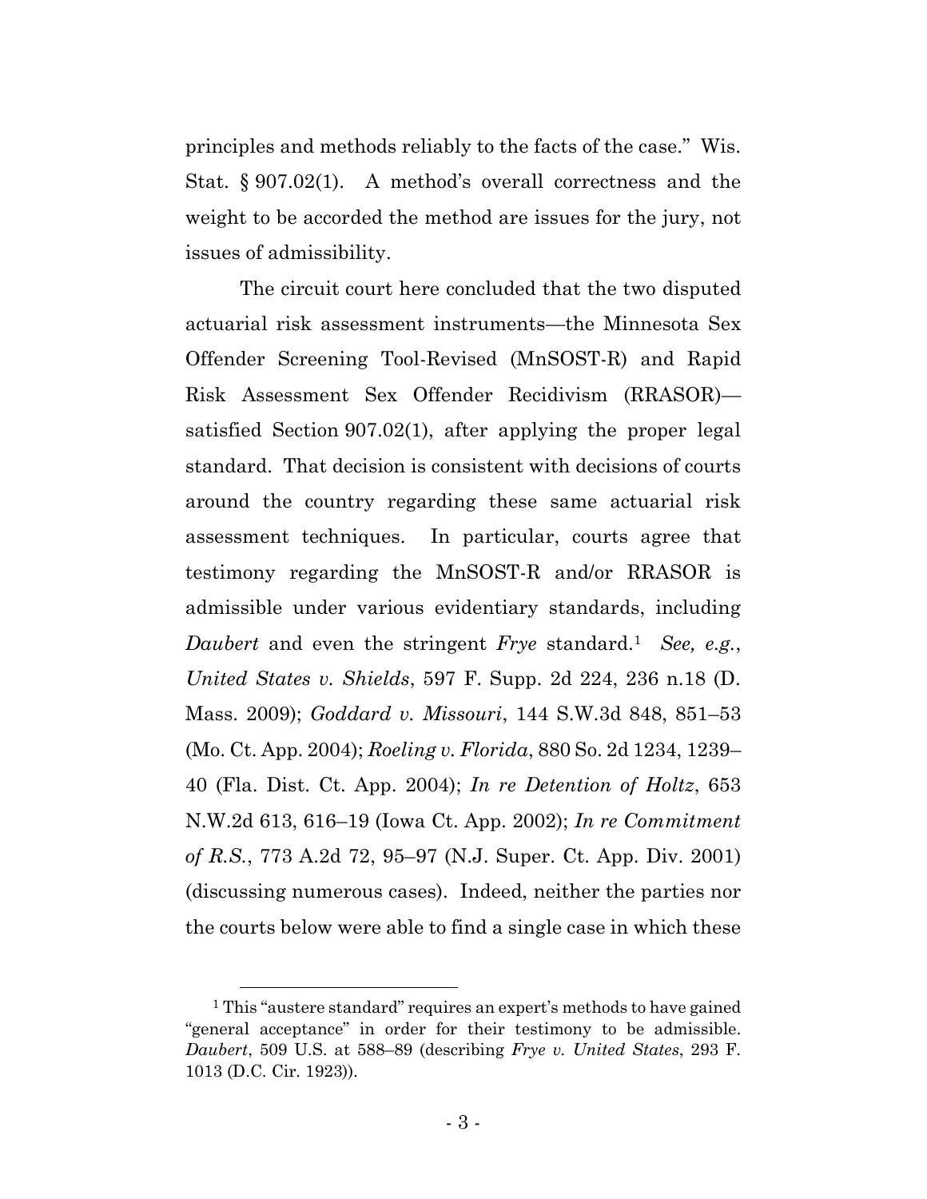principles and methods reliably to the facts of the case." Wis. Stat. § 907.02(1). A method's overall correctness and the weight to be accorded the method are issues for the jury, not issues of admissibility.

The circuit court here concluded that the two disputed actuarial risk assessment instruments—the Minnesota Sex Offender Screening Tool-Revised (MnSOST-R) and Rapid Risk Assessment Sex Offender Recidivism (RRASOR)—satisfied Section 907.02(1), after applying the proper legal standard. That decision is consistent with decisions of courts around the country regarding these same actuarial risk assessment techniques. In particular, courts agree that testimony regarding the MnSOST-R and/or RRASOR is admissible under various evidentiary standards, including *Daubert* and even the stringent *Frye* standard.[1] *See, e.g.*, *United States v. Shields*, 597 F. Supp. 2d 224, 236 n.18 (D. Mass. 2009); *Goddard v. Missouri*, 144 S.W.3d 848, 851–53 (Mo. Ct. App. 2004); *Roeling v. Florida*, 880 So. 2d 1234, 1239–40 (Fla. Dist. Ct. App. 2004); *In re Detention of Holtz*, 653 N.W.2d 613, 616–19 (Iowa Ct. App. 2002); *In re Commitment of R.S.*, 773 A.2d 72, 95–97 (N.J. Super. Ct. App. Div. 2001) (discussing numerous cases). Indeed, neither the parties nor the courts below were able to find a single case in which these

[1] This "austere standard" requires an expert's methods to have gained "general acceptance" in order for their testimony to be admissible. *Daubert*, 509 U.S. at 588–89 (describing *Frye v. United States*, 293 F. 1013 (D.C. Cir. 1923)).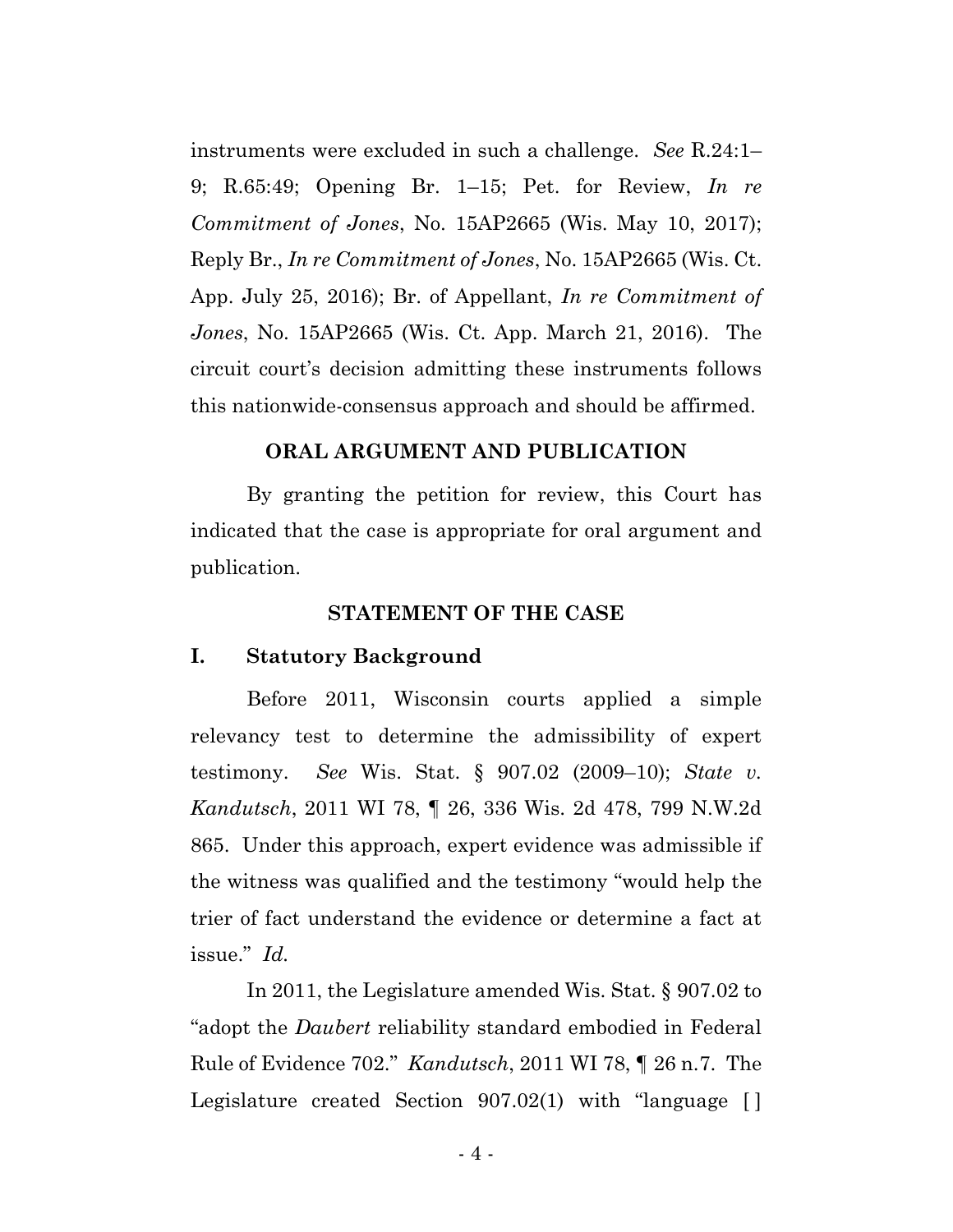instruments were excluded in such a challenge. *See* R.24:1–9; R.65:49; Opening Br. 1–15; Pet. for Review, *In re Commitment of Jones*, No. 15AP2665 (Wis. May 10, 2017); Reply Br., *In re Commitment of Jones*, No. 15AP2665 (Wis. Ct. App. July 25, 2016); Br. of Appellant, *In re Commitment of Jones*, No. 15AP2665 (Wis. Ct. App. March 21, 2016). The circuit court's decision admitting these instruments follows this nationwide-consensus approach and should be affirmed.

## ORAL ARGUMENT AND PUBLICATION

By granting the petition for review, this Court has indicated that the case is appropriate for oral argument and publication.

## STATEMENT OF THE CASE

### I. Statutory Background

Before 2011, Wisconsin courts applied a simple relevancy test to determine the admissibility of expert testimony. *See* Wis. Stat. § 907.02 (2009–10); *State v. Kandutsch*, 2011 WI 78, ¶ 26, 336 Wis. 2d 478, 799 N.W.2d 865. Under this approach, expert evidence was admissible if the witness was qualified and the testimony "would help the trier of fact understand the evidence or determine a fact at issue." *Id.*

In 2011, the Legislature amended Wis. Stat. § 907.02 to "adopt the *Daubert* reliability standard embodied in Federal Rule of Evidence 702." *Kandutsch*, 2011 WI 78, ¶ 26 n.7. The Legislature created Section 907.02(1) with "language [ ]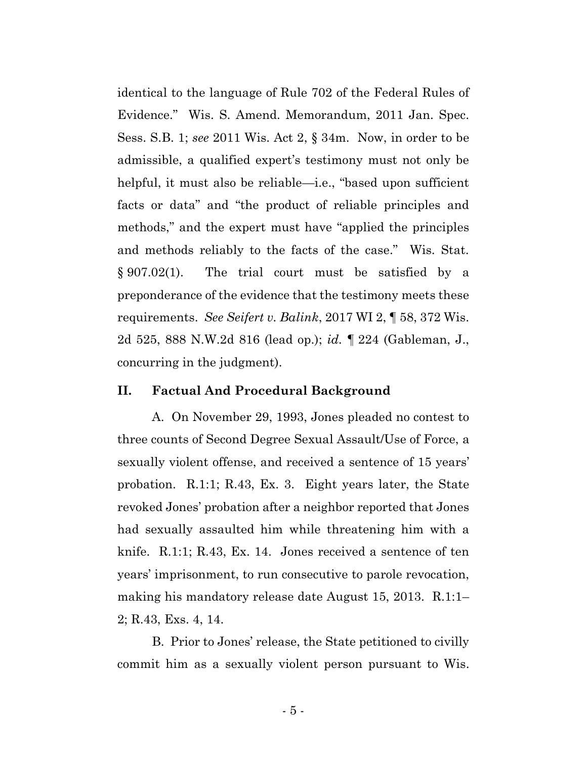identical to the language of Rule 702 of the Federal Rules of Evidence." Wis. S. Amend. Memorandum, 2011 Jan. Spec. Sess. S.B. 1; *see* 2011 Wis. Act 2, § 34m. Now, in order to be admissible, a qualified expert's testimony must not only be helpful, it must also be reliable—i.e., "based upon sufficient facts or data" and "the product of reliable principles and methods," and the expert must have "applied the principles and methods reliably to the facts of the case." Wis. Stat. § 907.02(1). The trial court must be satisfied by a preponderance of the evidence that the testimony meets these requirements. *See Seifert v. Balink*, 2017 WI 2, ¶ 58, 372 Wis. 2d 525, 888 N.W.2d 816 (lead op.); *id.* ¶ 224 (Gableman, J., concurring in the judgment).

## II. Factual And Procedural Background

A. On November 29, 1993, Jones pleaded no contest to three counts of Second Degree Sexual Assault/Use of Force, a sexually violent offense, and received a sentence of 15 years' probation. R.1:1; R.43, Ex. 3. Eight years later, the State revoked Jones' probation after a neighbor reported that Jones had sexually assaulted him while threatening him with a knife. R.1:1; R.43, Ex. 14. Jones received a sentence of ten years' imprisonment, to run consecutive to parole revocation, making his mandatory release date August 15, 2013. R.1:1–2; R.43, Exs. 4, 14.

B. Prior to Jones' release, the State petitioned to civilly commit him as a sexually violent person pursuant to Wis.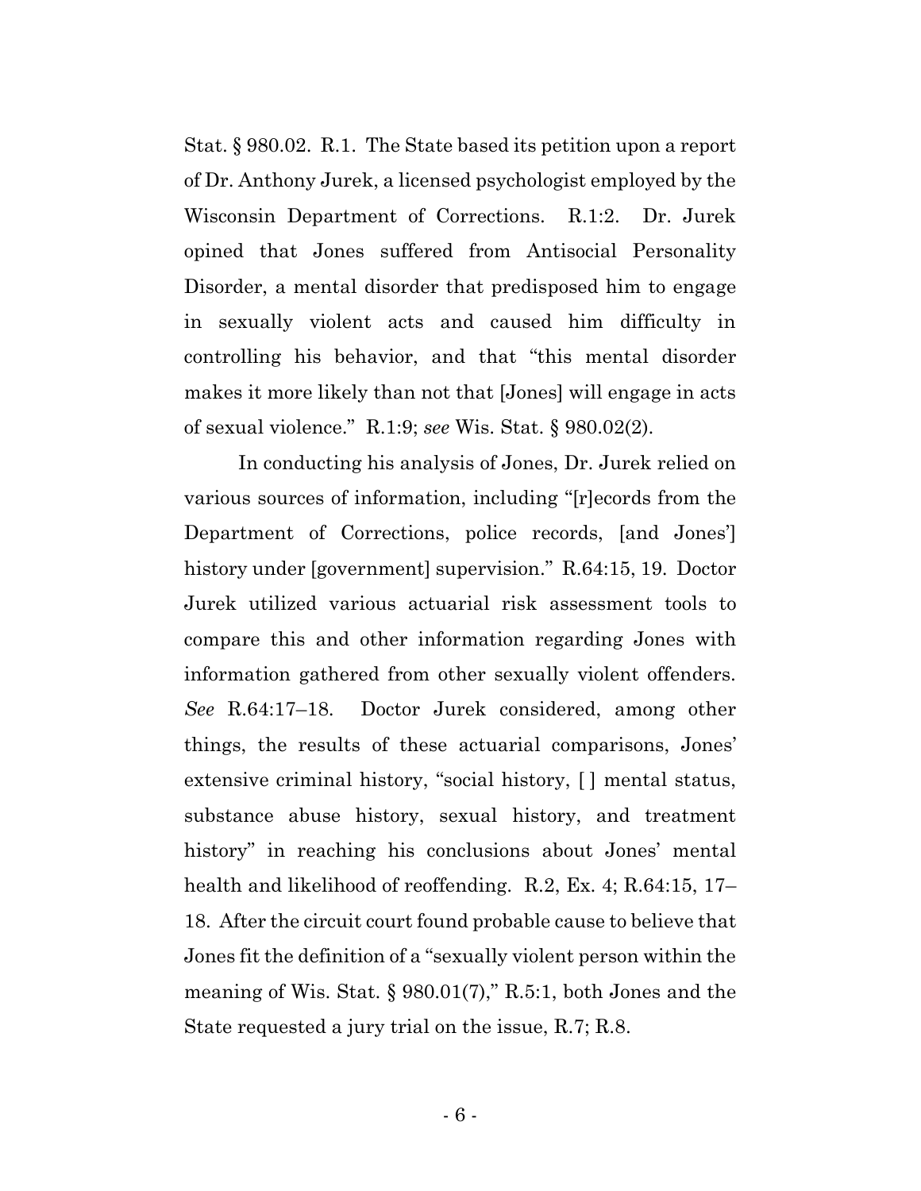Stat. § 980.02. R.1. The State based its petition upon a report of Dr. Anthony Jurek, a licensed psychologist employed by the Wisconsin Department of Corrections. R.1:2. Dr. Jurek opined that Jones suffered from Antisocial Personality Disorder, a mental disorder that predisposed him to engage in sexually violent acts and caused him difficulty in controlling his behavior, and that "this mental disorder makes it more likely than not that [Jones] will engage in acts of sexual violence." R.1:9; *see* Wis. Stat. § 980.02(2).

In conducting his analysis of Jones, Dr. Jurek relied on various sources of information, including "[r]ecords from the Department of Corrections, police records, [and Jones'] history under [government] supervision." R.64:15, 19. Doctor Jurek utilized various actuarial risk assessment tools to compare this and other information regarding Jones with information gathered from other sexually violent offenders. *See* R.64:17–18. Doctor Jurek considered, among other things, the results of these actuarial comparisons, Jones' extensive criminal history, "social history, [ ] mental status, substance abuse history, sexual history, and treatment history" in reaching his conclusions about Jones' mental health and likelihood of reoffending. R.2, Ex. 4; R.64:15, 17–18. After the circuit court found probable cause to believe that Jones fit the definition of a "sexually violent person within the meaning of Wis. Stat. § 980.01(7)," R.5:1, both Jones and the State requested a jury trial on the issue, R.7; R.8.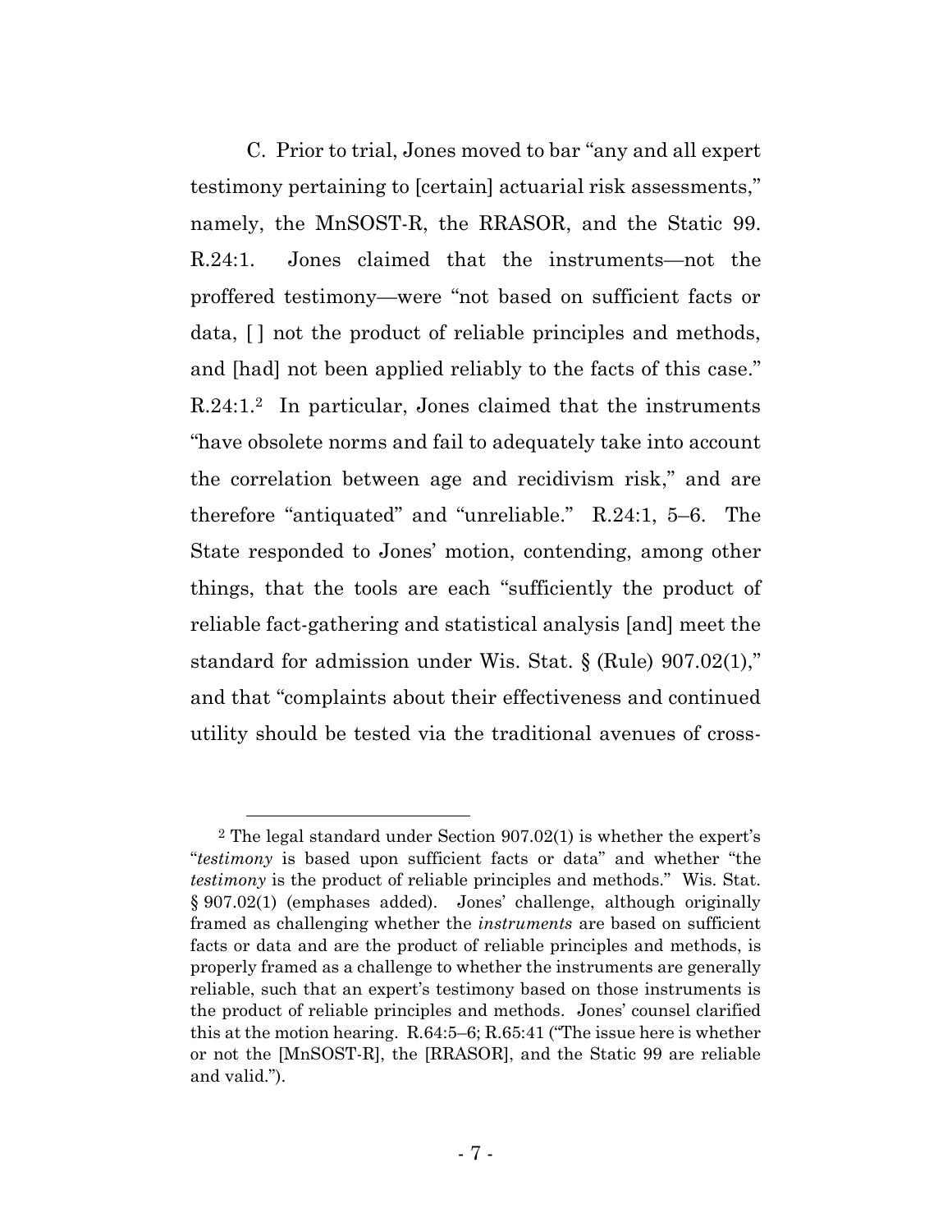C. Prior to trial, Jones moved to bar "any and all expert testimony pertaining to [certain] actuarial risk assessments," namely, the MnSOST-R, the RRASOR, and the Static 99. R.24:1. Jones claimed that the instruments—not the proffered testimony—were "not based on sufficient facts or data, [ ] not the product of reliable principles and methods, and [had] not been applied reliably to the facts of this case." R.24:1.[2] In particular, Jones claimed that the instruments "have obsolete norms and fail to adequately take into account the correlation between age and recidivism risk," and are therefore "antiquated" and "unreliable." R.24:1, 5–6. The State responded to Jones' motion, contending, among other things, that the tools are each "sufficiently the product of reliable fact-gathering and statistical analysis [and] meet the standard for admission under Wis. Stat. § (Rule) 907.02(1)," and that "complaints about their effectiveness and continued utility should be tested via the traditional avenues of cross-

---

[2] The legal standard under Section 907.02(1) is whether the expert's "*testimony* is based upon sufficient facts or data" and whether "the *testimony* is the product of reliable principles and methods." Wis. Stat. § 907.02(1) (emphases added). Jones' challenge, although originally framed as challenging whether the *instruments* are based on sufficient facts or data and are the product of reliable principles and methods, is properly framed as a challenge to whether the instruments are generally reliable, such that an expert's testimony based on those instruments is the product of reliable principles and methods. Jones' counsel clarified this at the motion hearing. R.64:5–6; R.65:41 ("The issue here is whether or not the [MnSOST-R], the [RRASOR], and the Static 99 are reliable and valid.").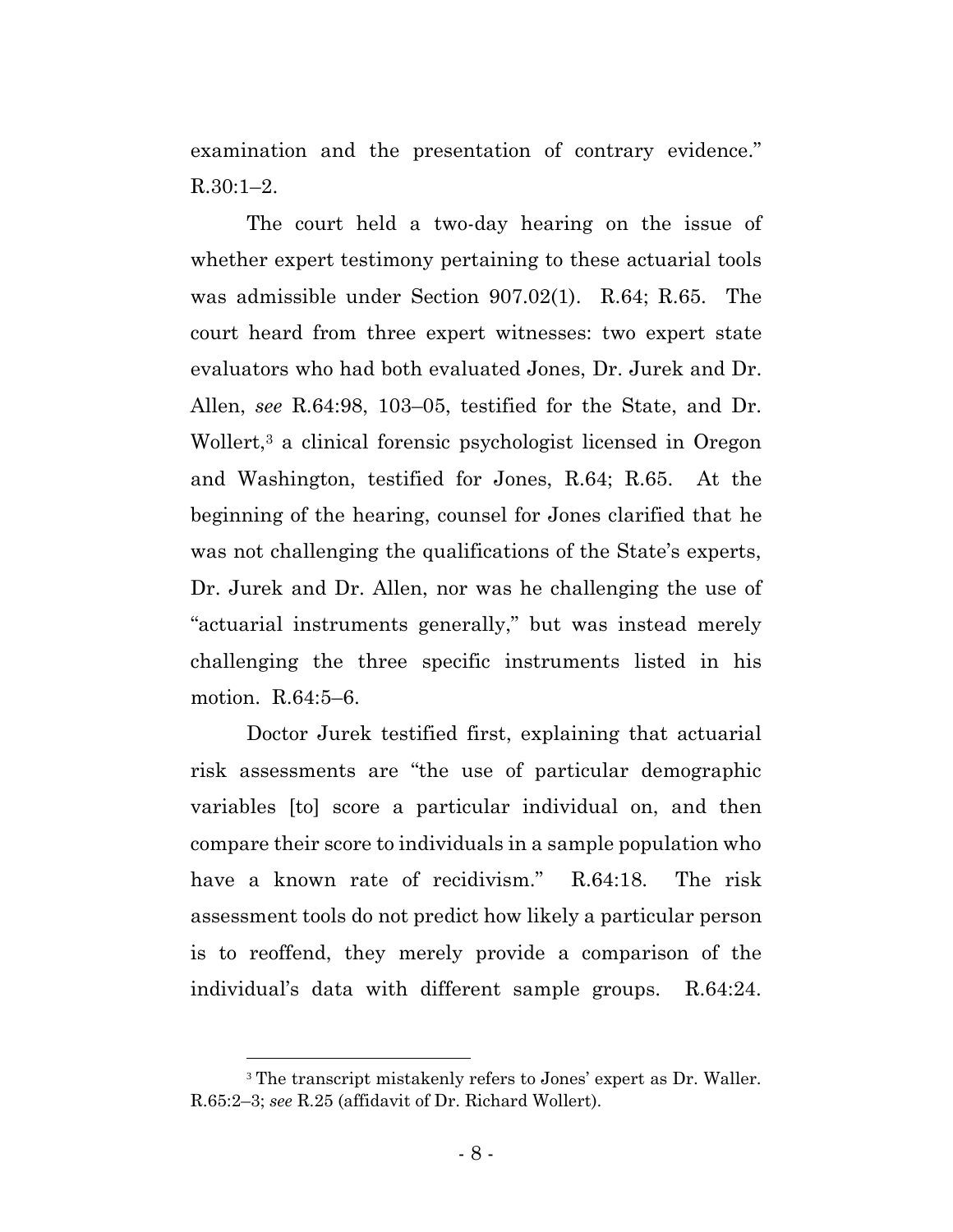examination and the presentation of contrary evidence." R.30:1–2.

The court held a two-day hearing on the issue of whether expert testimony pertaining to these actuarial tools was admissible under Section 907.02(1). R.64; R.65. The court heard from three expert witnesses: two expert state evaluators who had both evaluated Jones, Dr. Jurek and Dr. Allen, *see* R.64:98, 103–05, testified for the State, and Dr. Wollert,[3] a clinical forensic psychologist licensed in Oregon and Washington, testified for Jones, R.64; R.65. At the beginning of the hearing, counsel for Jones clarified that he was not challenging the qualifications of the State's experts, Dr. Jurek and Dr. Allen, nor was he challenging the use of "actuarial instruments generally," but was instead merely challenging the three specific instruments listed in his motion. R.64:5–6.

Doctor Jurek testified first, explaining that actuarial risk assessments are "the use of particular demographic variables [to] score a particular individual on, and then compare their score to individuals in a sample population who have a known rate of recidivism." R.64:18. The risk assessment tools do not predict how likely a particular person is to reoffend, they merely provide a comparison of the individual's data with different sample groups. R.64:24.

[3] The transcript mistakenly refers to Jones' expert as Dr. Waller. R.65:2–3; *see* R.25 (affidavit of Dr. Richard Wollert).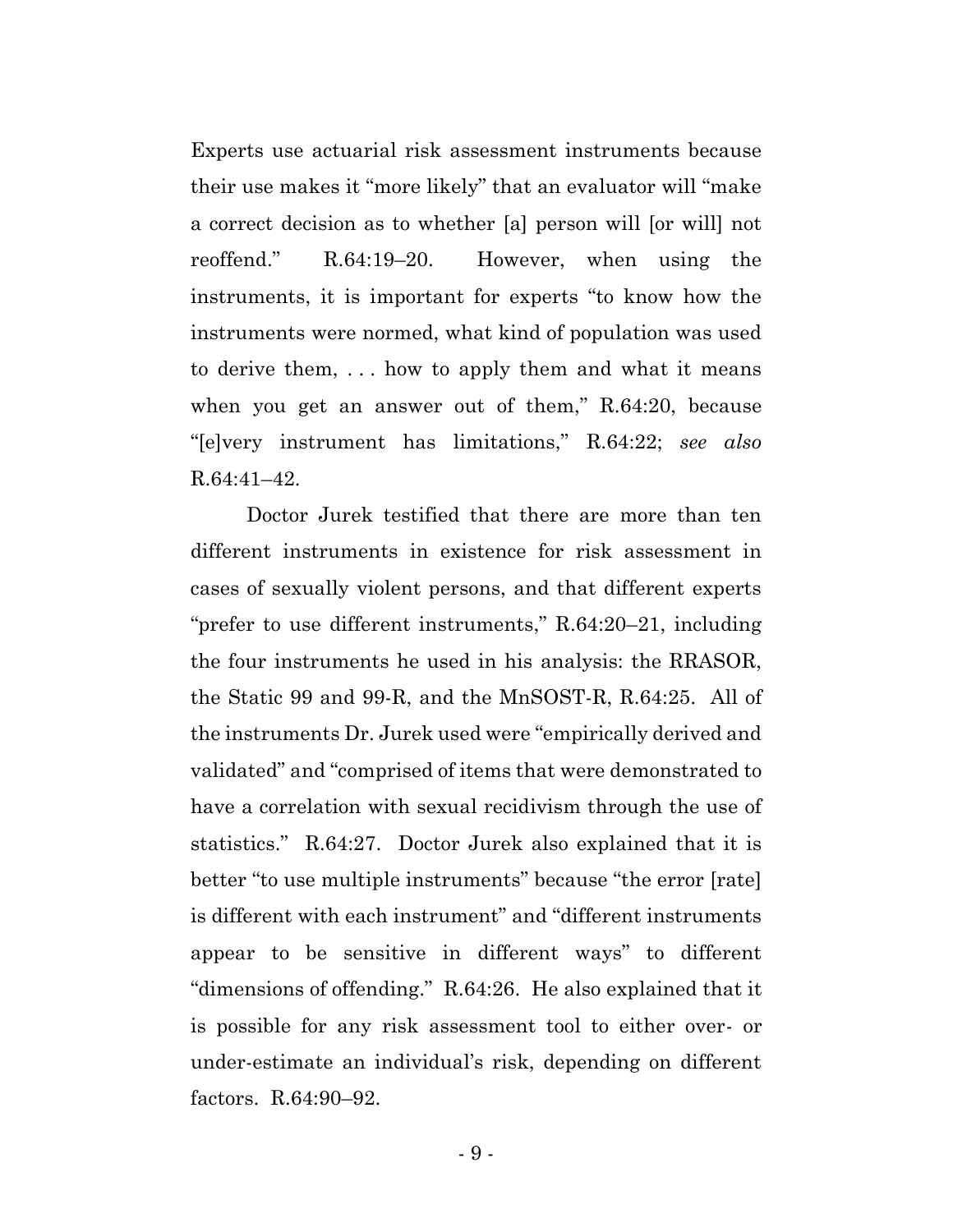Experts use actuarial risk assessment instruments because their use makes it "more likely" that an evaluator will "make a correct decision as to whether [a] person will [or will] not reoffend." R.64:19–20. However, when using the instruments, it is important for experts "to know how the instruments were normed, what kind of population was used to derive them, . . . how to apply them and what it means when you get an answer out of them," R.64:20, because "[e]very instrument has limitations," R.64:22; *see also* R.64:41–42.

Doctor Jurek testified that there are more than ten different instruments in existence for risk assessment in cases of sexually violent persons, and that different experts "prefer to use different instruments," R.64:20–21, including the four instruments he used in his analysis: the RRASOR, the Static 99 and 99-R, and the MnSOST-R, R.64:25. All of the instruments Dr. Jurek used were "empirically derived and validated" and "comprised of items that were demonstrated to have a correlation with sexual recidivism through the use of statistics." R.64:27. Doctor Jurek also explained that it is better "to use multiple instruments" because "the error [rate] is different with each instrument" and "different instruments appear to be sensitive in different ways" to different "dimensions of offending." R.64:26. He also explained that it is possible for any risk assessment tool to either over- or under-estimate an individual's risk, depending on different factors. R.64:90–92.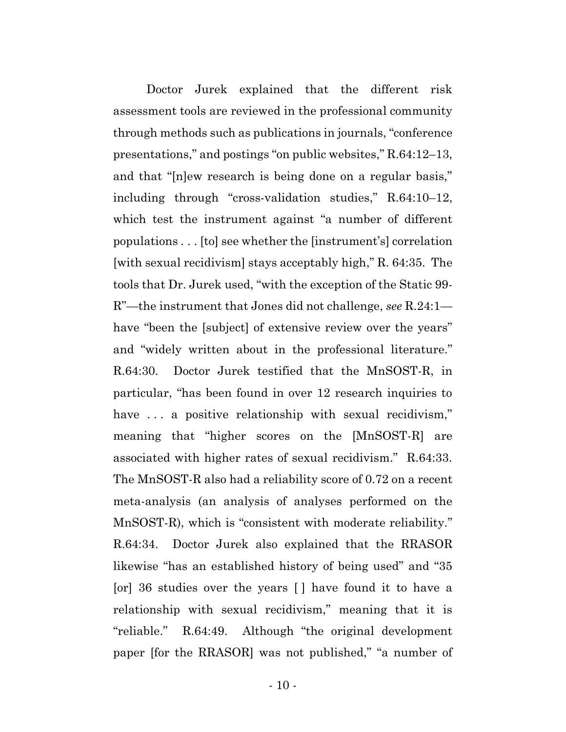Doctor Jurek explained that the different risk assessment tools are reviewed in the professional community through methods such as publications in journals, "conference presentations," and postings "on public websites," R.64:12–13, and that "[n]ew research is being done on a regular basis," including through "cross-validation studies," R.64:10–12, which test the instrument against "a number of different populations . . . [to] see whether the [instrument's] correlation [with sexual recidivism] stays acceptably high," R. 64:35. The tools that Dr. Jurek used, "with the exception of the Static 99-R"—the instrument that Jones did not challenge, *see* R.24:1—have "been the [subject] of extensive review over the years" and "widely written about in the professional literature." R.64:30. Doctor Jurek testified that the MnSOST-R, in particular, "has been found in over 12 research inquiries to have . . . a positive relationship with sexual recidivism," meaning that "higher scores on the [MnSOST-R] are associated with higher rates of sexual recidivism." R.64:33. The MnSOST-R also had a reliability score of 0.72 on a recent meta-analysis (an analysis of analyses performed on the MnSOST-R), which is "consistent with moderate reliability." R.64:34. Doctor Jurek also explained that the RRASOR likewise "has an established history of being used" and "35 [or] 36 studies over the years [ ] have found it to have a relationship with sexual recidivism," meaning that it is "reliable." R.64:49. Although "the original development paper [for the RRASOR] was not published," "a number of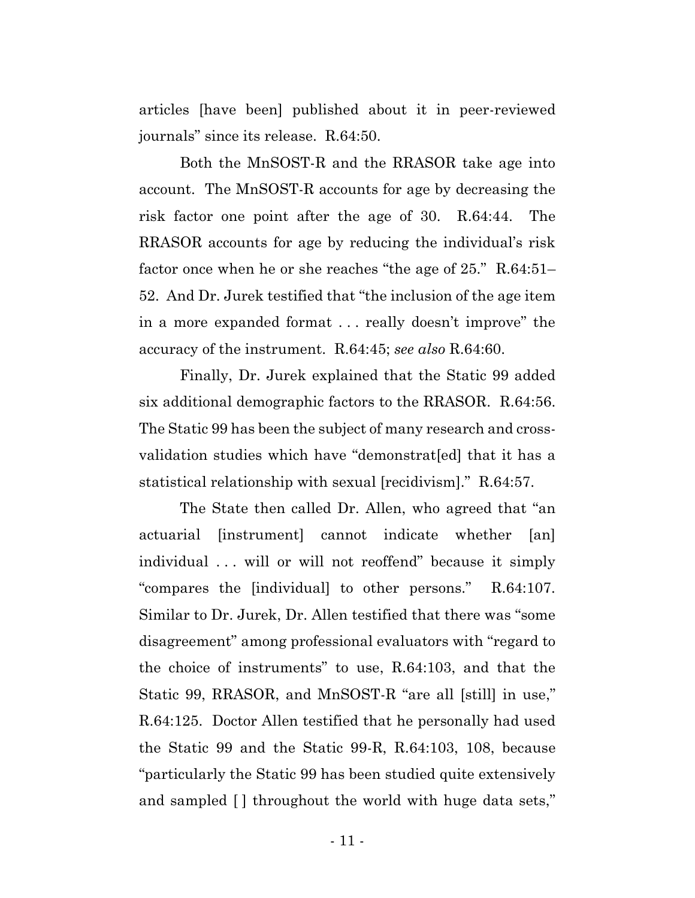articles [have been] published about it in peer-reviewed journals" since its release. R.64:50.

Both the MnSOST-R and the RRASOR take age into account. The MnSOST-R accounts for age by decreasing the risk factor one point after the age of 30. R.64:44. The RRASOR accounts for age by reducing the individual's risk factor once when he or she reaches "the age of 25." R.64:51–52. And Dr. Jurek testified that "the inclusion of the age item in a more expanded format . . . really doesn't improve" the accuracy of the instrument. R.64:45; *see also* R.64:60.

Finally, Dr. Jurek explained that the Static 99 added six additional demographic factors to the RRASOR. R.64:56. The Static 99 has been the subject of many research and cross-validation studies which have "demonstrat[ed] that it has a statistical relationship with sexual [recidivism]." R.64:57.

The State then called Dr. Allen, who agreed that "an actuarial [instrument] cannot indicate whether [an] individual . . . will or will not reoffend" because it simply "compares the [individual] to other persons." R.64:107. Similar to Dr. Jurek, Dr. Allen testified that there was "some disagreement" among professional evaluators with "regard to the choice of instruments" to use, R.64:103, and that the Static 99, RRASOR, and MnSOST-R "are all [still] in use," R.64:125. Doctor Allen testified that he personally had used the Static 99 and the Static 99-R, R.64:103, 108, because "particularly the Static 99 has been studied quite extensively and sampled [ ] throughout the world with huge data sets,"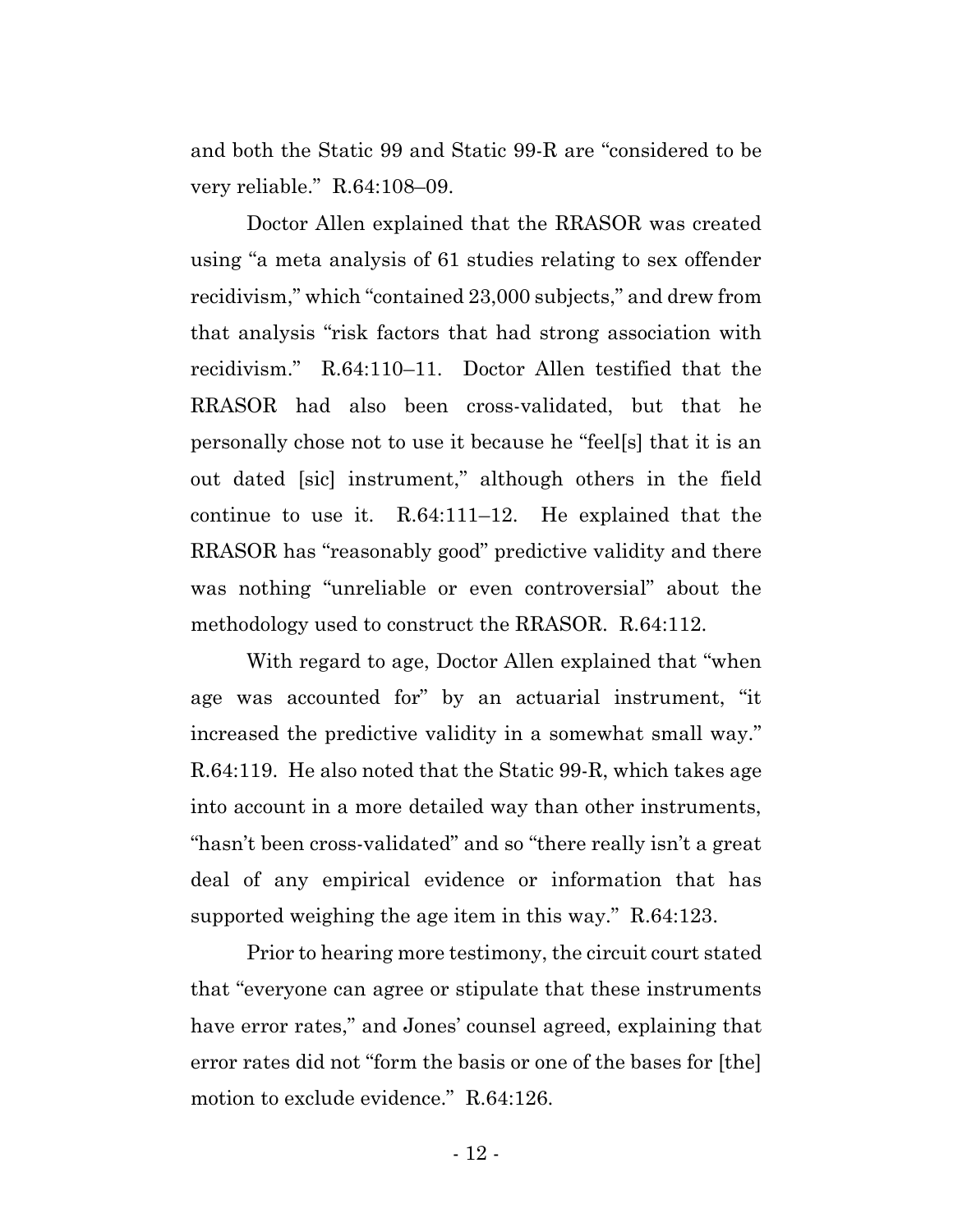and both the Static 99 and Static 99-R are "considered to be very reliable." R.64:108–09.

Doctor Allen explained that the RRASOR was created using "a meta analysis of 61 studies relating to sex offender recidivism," which "contained 23,000 subjects," and drew from that analysis "risk factors that had strong association with recidivism." R.64:110–11. Doctor Allen testified that the RRASOR had also been cross-validated, but that he personally chose not to use it because he "feel[s] that it is an out dated [sic] instrument," although others in the field continue to use it. R.64:111–12. He explained that the RRASOR has "reasonably good" predictive validity and there was nothing "unreliable or even controversial" about the methodology used to construct the RRASOR. R.64:112.

With regard to age, Doctor Allen explained that "when age was accounted for" by an actuarial instrument, "it increased the predictive validity in a somewhat small way." R.64:119. He also noted that the Static 99-R, which takes age into account in a more detailed way than other instruments, "hasn't been cross-validated" and so "there really isn't a great deal of any empirical evidence or information that has supported weighing the age item in this way." R.64:123.

Prior to hearing more testimony, the circuit court stated that "everyone can agree or stipulate that these instruments have error rates," and Jones' counsel agreed, explaining that error rates did not "form the basis or one of the bases for [the] motion to exclude evidence." R.64:126.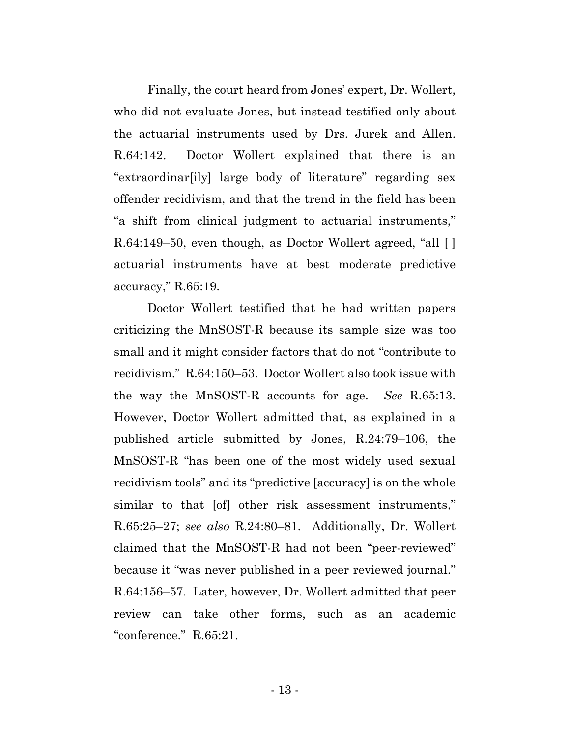Finally, the court heard from Jones' expert, Dr. Wollert, who did not evaluate Jones, but instead testified only about the actuarial instruments used by Drs. Jurek and Allen. R.64:142. Doctor Wollert explained that there is an "extraordinar[ily] large body of literature" regarding sex offender recidivism, and that the trend in the field has been "a shift from clinical judgment to actuarial instruments," R.64:149–50, even though, as Doctor Wollert agreed, "all [ ] actuarial instruments have at best moderate predictive accuracy," R.65:19.

Doctor Wollert testified that he had written papers criticizing the MnSOST-R because its sample size was too small and it might consider factors that do not "contribute to recidivism." R.64:150–53. Doctor Wollert also took issue with the way the MnSOST-R accounts for age. *See* R.65:13. However, Doctor Wollert admitted that, as explained in a published article submitted by Jones, R.24:79–106, the MnSOST-R "has been one of the most widely used sexual recidivism tools" and its "predictive [accuracy] is on the whole similar to that [of] other risk assessment instruments," R.65:25–27; *see also* R.24:80–81. Additionally, Dr. Wollert claimed that the MnSOST-R had not been "peer-reviewed" because it "was never published in a peer reviewed journal." R.64:156–57. Later, however, Dr. Wollert admitted that peer review can take other forms, such as an academic "conference." R.65:21.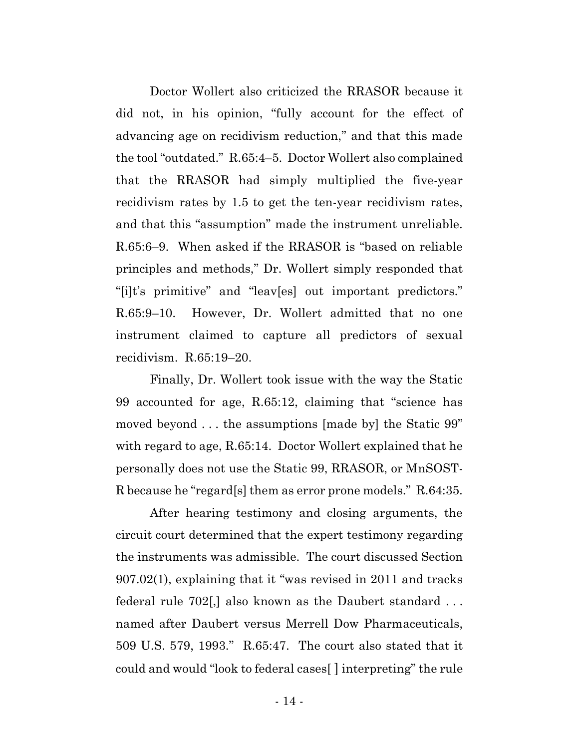Doctor Wollert also criticized the RRASOR because it did not, in his opinion, "fully account for the effect of advancing age on recidivism reduction," and that this made the tool "outdated." R.65:4–5. Doctor Wollert also complained that the RRASOR had simply multiplied the five-year recidivism rates by 1.5 to get the ten-year recidivism rates, and that this "assumption" made the instrument unreliable. R.65:6–9. When asked if the RRASOR is "based on reliable principles and methods," Dr. Wollert simply responded that "[i]t's primitive" and "leav[es] out important predictors." R.65:9–10. However, Dr. Wollert admitted that no one instrument claimed to capture all predictors of sexual recidivism. R.65:19–20.

Finally, Dr. Wollert took issue with the way the Static 99 accounted for age, R.65:12, claiming that "science has moved beyond . . . the assumptions [made by] the Static 99" with regard to age, R.65:14. Doctor Wollert explained that he personally does not use the Static 99, RRASOR, or MnSOST-R because he "regard[s] them as error prone models." R.64:35.

After hearing testimony and closing arguments, the circuit court determined that the expert testimony regarding the instruments was admissible. The court discussed Section 907.02(1), explaining that it "was revised in 2011 and tracks federal rule 702[,] also known as the Daubert standard . . . named after Daubert versus Merrell Dow Pharmaceuticals, 509 U.S. 579, 1993." R.65:47. The court also stated that it could and would "look to federal cases[ ] interpreting" the rule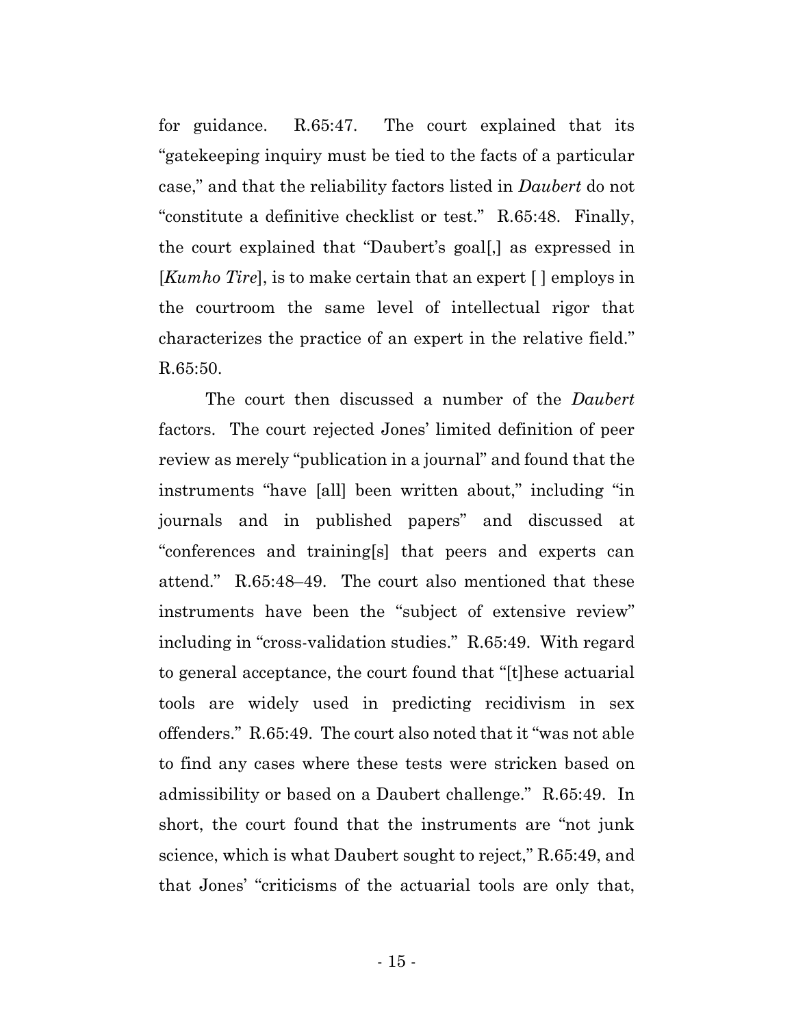for guidance. R.65:47. The court explained that its "gatekeeping inquiry must be tied to the facts of a particular case," and that the reliability factors listed in *Daubert* do not "constitute a definitive checklist or test." R.65:48. Finally, the court explained that "Daubert's goal[,] as expressed in [*Kumho Tire*], is to make certain that an expert [ ] employs in the courtroom the same level of intellectual rigor that characterizes the practice of an expert in the relative field." R.65:50.

The court then discussed a number of the *Daubert* factors. The court rejected Jones' limited definition of peer review as merely "publication in a journal" and found that the instruments "have [all] been written about," including "in journals and in published papers" and discussed at "conferences and training[s] that peers and experts can attend." R.65:48–49. The court also mentioned that these instruments have been the "subject of extensive review" including in "cross-validation studies." R.65:49. With regard to general acceptance, the court found that "[t]hese actuarial tools are widely used in predicting recidivism in sex offenders." R.65:49. The court also noted that it "was not able to find any cases where these tests were stricken based on admissibility or based on a Daubert challenge." R.65:49. In short, the court found that the instruments are "not junk science, which is what Daubert sought to reject," R.65:49, and that Jones' "criticisms of the actuarial tools are only that,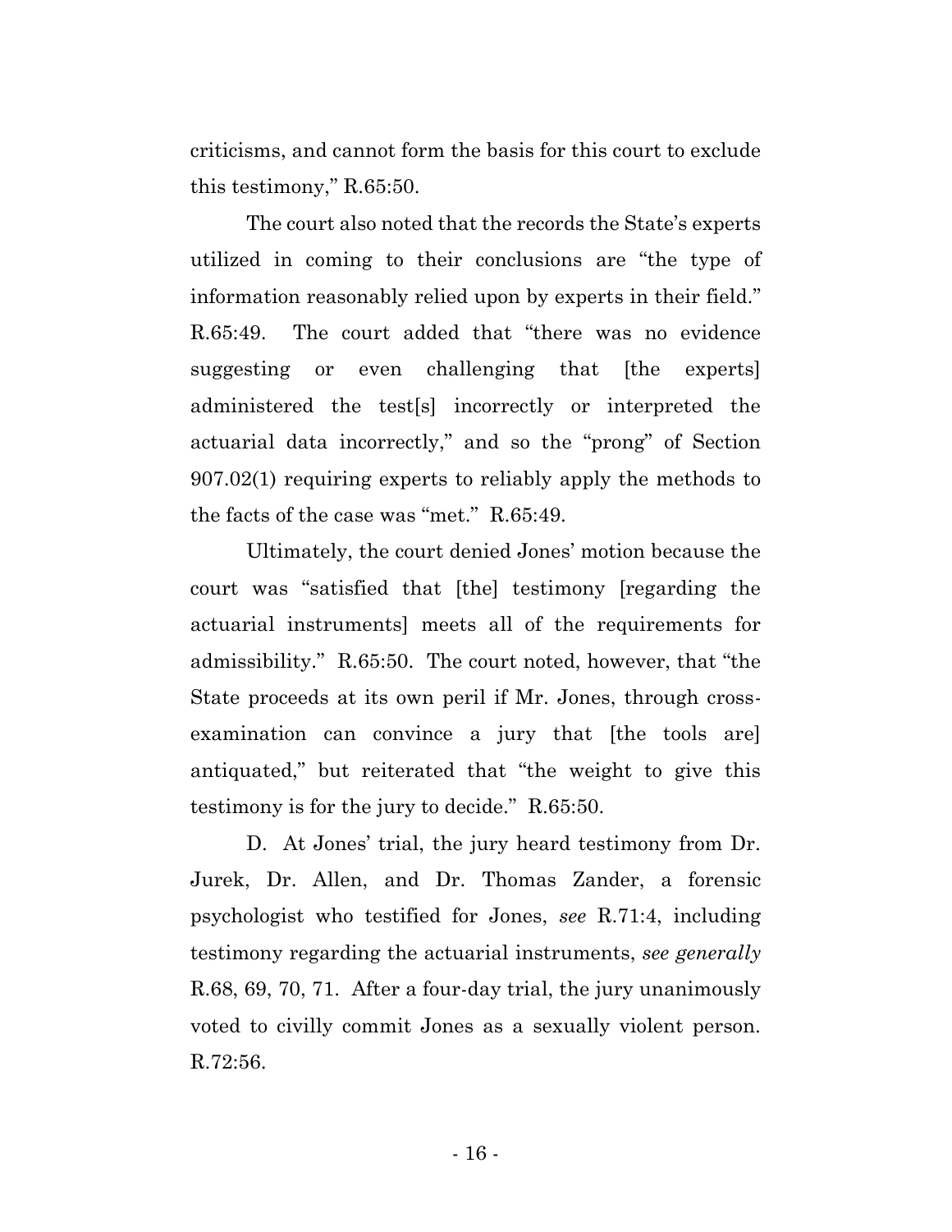criticisms, and cannot form the basis for this court to exclude this testimony," R.65:50.

The court also noted that the records the State's experts utilized in coming to their conclusions are "the type of information reasonably relied upon by experts in their field." R.65:49. The court added that "there was no evidence suggesting or even challenging that [the experts] administered the test[s] incorrectly or interpreted the actuarial data incorrectly," and so the "prong" of Section 907.02(1) requiring experts to reliably apply the methods to the facts of the case was "met." R.65:49.

Ultimately, the court denied Jones' motion because the court was "satisfied that [the] testimony [regarding the actuarial instruments] meets all of the requirements for admissibility." R.65:50. The court noted, however, that "the State proceeds at its own peril if Mr. Jones, through cross-examination can convince a jury that [the tools are] antiquated," but reiterated that "the weight to give this testimony is for the jury to decide." R.65:50.

D. At Jones' trial, the jury heard testimony from Dr. Jurek, Dr. Allen, and Dr. Thomas Zander, a forensic psychologist who testified for Jones, *see* R.71:4, including testimony regarding the actuarial instruments, *see generally* R.68, 69, 70, 71. After a four-day trial, the jury unanimously voted to civilly commit Jones as a sexually violent person. R.72:56.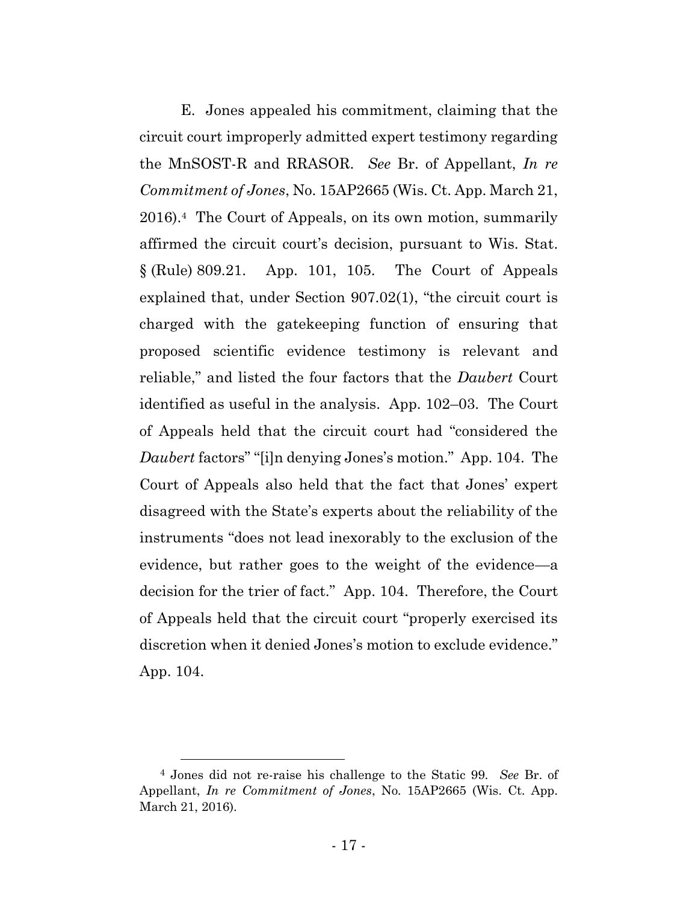E. Jones appealed his commitment, claiming that the circuit court improperly admitted expert testimony regarding the MnSOST-R and RRASOR. *See* Br. of Appellant, *In re Commitment of Jones*, No. 15AP2665 (Wis. Ct. App. March 21, 2016).[4] The Court of Appeals, on its own motion, summarily affirmed the circuit court's decision, pursuant to Wis. Stat. § (Rule) 809.21. App. 101, 105. The Court of Appeals explained that, under Section 907.02(1), "the circuit court is charged with the gatekeeping function of ensuring that proposed scientific evidence testimony is relevant and reliable," and listed the four factors that the *Daubert* Court identified as useful in the analysis. App. 102–03. The Court of Appeals held that the circuit court had "considered the *Daubert* factors" "[i]n denying Jones's motion." App. 104. The Court of Appeals also held that the fact that Jones' expert disagreed with the State's experts about the reliability of the instruments "does not lead inexorably to the exclusion of the evidence, but rather goes to the weight of the evidence—a decision for the trier of fact." App. 104. Therefore, the Court of Appeals held that the circuit court "properly exercised its discretion when it denied Jones's motion to exclude evidence." App. 104.

[4] Jones did not re-raise his challenge to the Static 99. *See* Br. of Appellant, *In re Commitment of Jones*, No. 15AP2665 (Wis. Ct. App. March 21, 2016).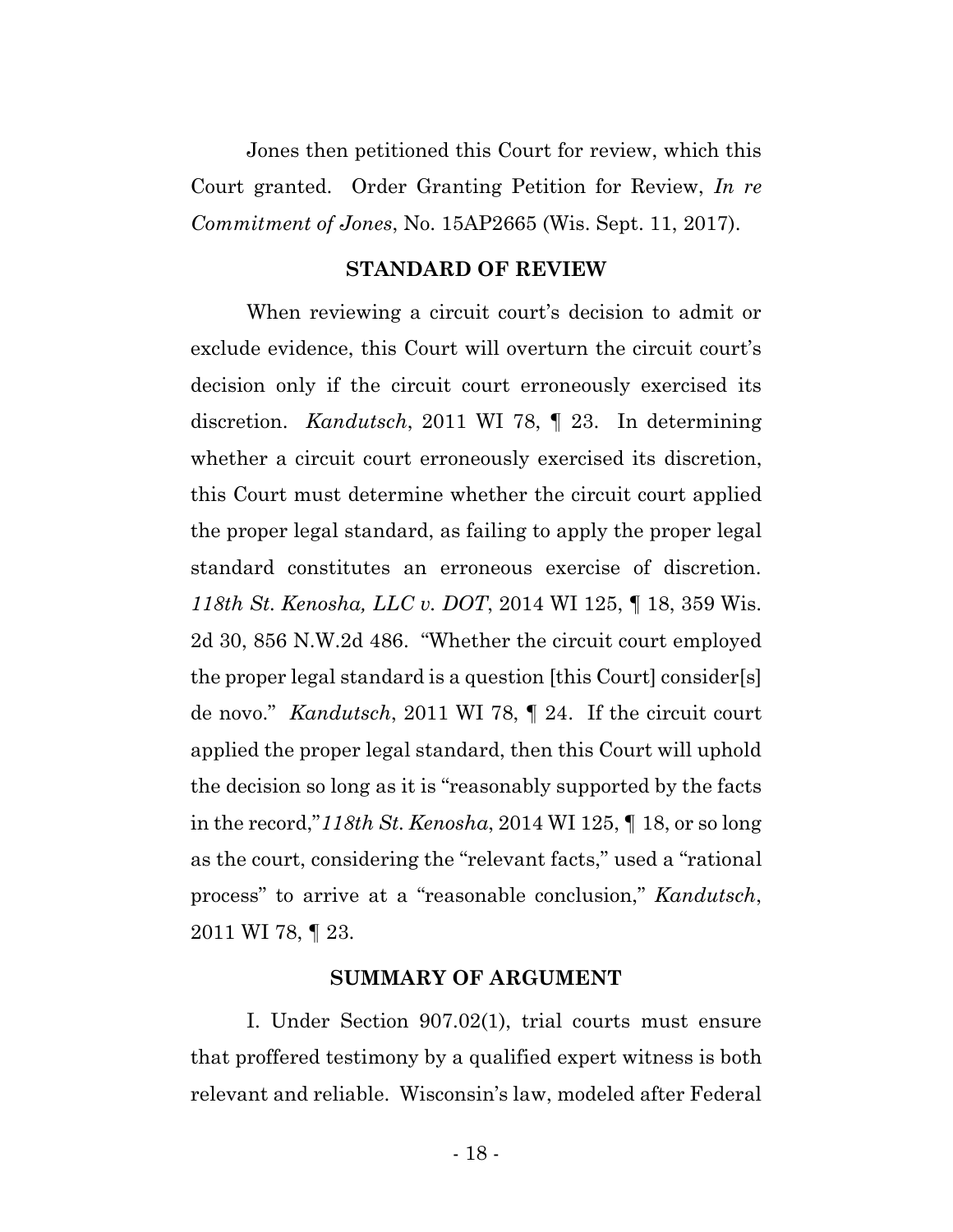Jones then petitioned this Court for review, which this Court granted. Order Granting Petition for Review, *In re Commitment of Jones*, No. 15AP2665 (Wis. Sept. 11, 2017).

## STANDARD OF REVIEW

When reviewing a circuit court's decision to admit or exclude evidence, this Court will overturn the circuit court's decision only if the circuit court erroneously exercised its discretion. *Kandutsch*, 2011 WI 78, ¶ 23. In determining whether a circuit court erroneously exercised its discretion, this Court must determine whether the circuit court applied the proper legal standard, as failing to apply the proper legal standard constitutes an erroneous exercise of discretion. *118th St. Kenosha, LLC v. DOT*, 2014 WI 125, ¶ 18, 359 Wis. 2d 30, 856 N.W.2d 486. "Whether the circuit court employed the proper legal standard is a question [this Court] consider[s] de novo." *Kandutsch*, 2011 WI 78, ¶ 24. If the circuit court applied the proper legal standard, then this Court will uphold the decision so long as it is "reasonably supported by the facts in the record," *118th St. Kenosha*, 2014 WI 125, ¶ 18, or so long as the court, considering the "relevant facts," used a "rational process" to arrive at a "reasonable conclusion," *Kandutsch*, 2011 WI 78, ¶ 23.

## SUMMARY OF ARGUMENT

I. Under Section 907.02(1), trial courts must ensure that proffered testimony by a qualified expert witness is both relevant and reliable. Wisconsin's law, modeled after Federal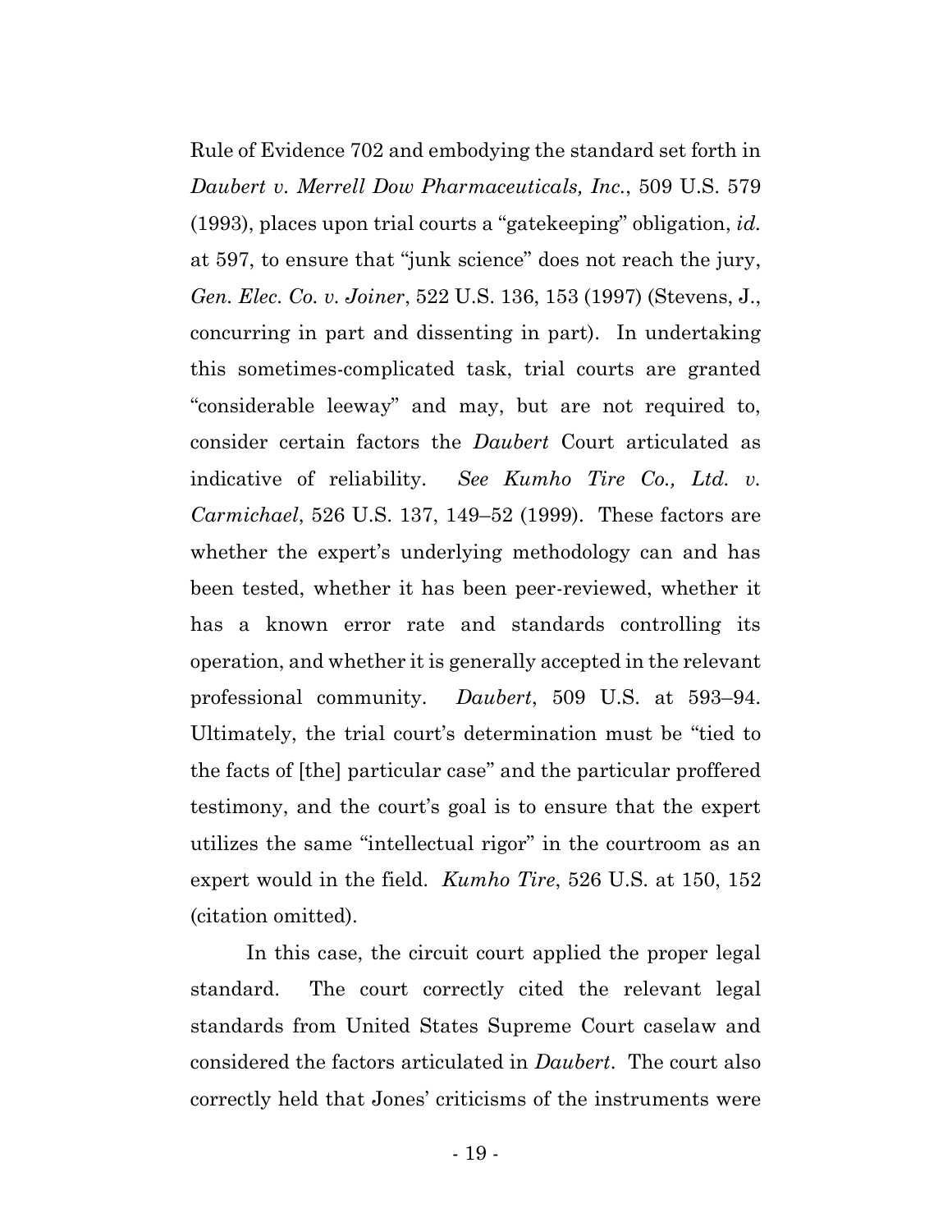Rule of Evidence 702 and embodying the standard set forth in *Daubert v. Merrell Dow Pharmaceuticals, Inc.*, 509 U.S. 579 (1993), places upon trial courts a "gatekeeping" obligation, *id.* at 597, to ensure that "junk science" does not reach the jury, *Gen. Elec. Co. v. Joiner*, 522 U.S. 136, 153 (1997) (Stevens, J., concurring in part and dissenting in part). In undertaking this sometimes-complicated task, trial courts are granted "considerable leeway" and may, but are not required to, consider certain factors the *Daubert* Court articulated as indicative of reliability. *See Kumho Tire Co., Ltd. v. Carmichael*, 526 U.S. 137, 149–52 (1999). These factors are whether the expert's underlying methodology can and has been tested, whether it has been peer-reviewed, whether it has a known error rate and standards controlling its operation, and whether it is generally accepted in the relevant professional community. *Daubert*, 509 U.S. at 593–94. Ultimately, the trial court's determination must be "tied to the facts of [the] particular case" and the particular proffered testimony, and the court's goal is to ensure that the expert utilizes the same "intellectual rigor" in the courtroom as an expert would in the field. *Kumho Tire*, 526 U.S. at 150, 152 (citation omitted).

In this case, the circuit court applied the proper legal standard. The court correctly cited the relevant legal standards from United States Supreme Court caselaw and considered the factors articulated in *Daubert*. The court also correctly held that Jones' criticisms of the instruments were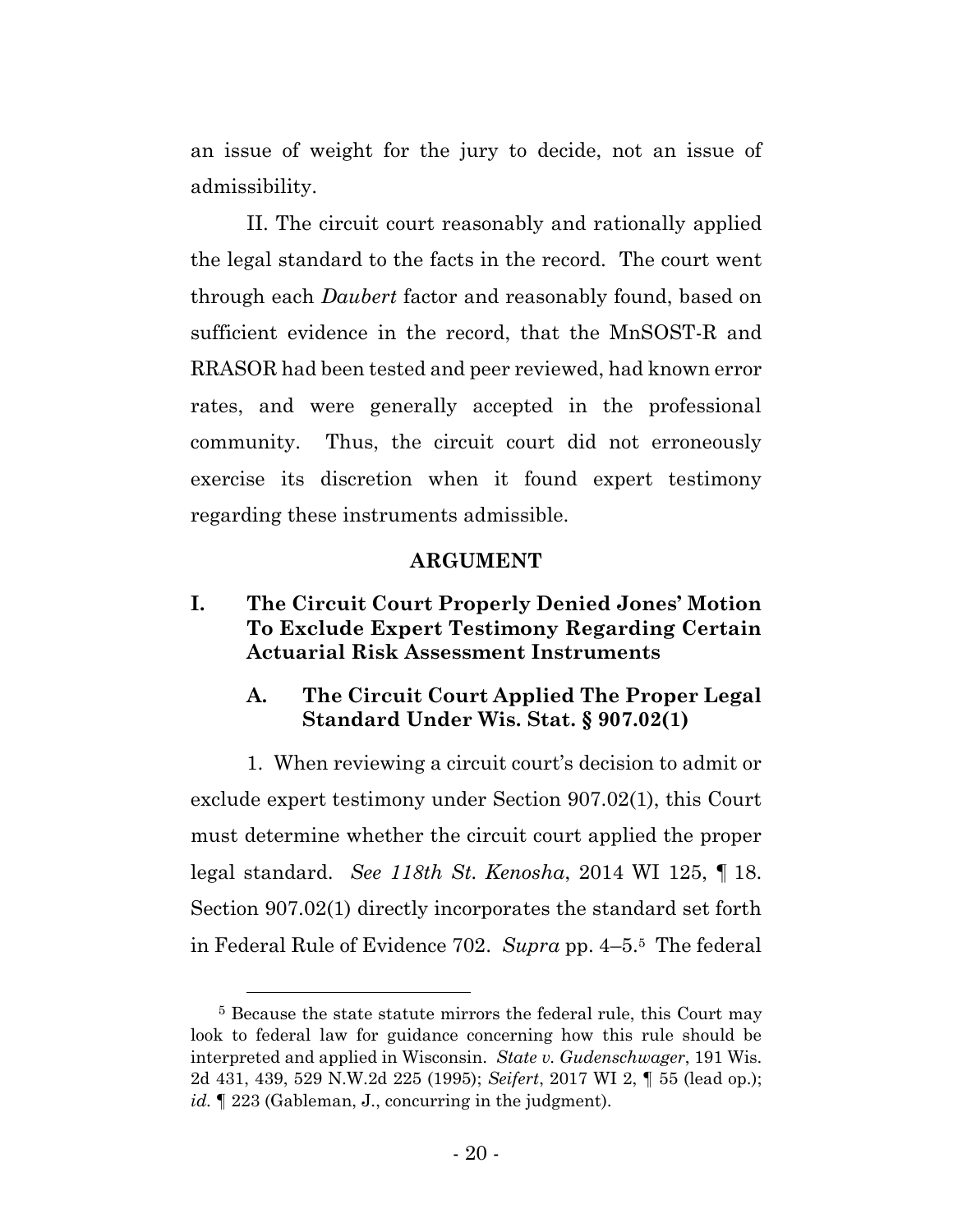an issue of weight for the jury to decide, not an issue of admissibility.

II. The circuit court reasonably and rationally applied the legal standard to the facts in the record. The court went through each *Daubert* factor and reasonably found, based on sufficient evidence in the record, that the MnSOST-R and RRASOR had been tested and peer reviewed, had known error rates, and were generally accepted in the professional community. Thus, the circuit court did not erroneously exercise its discretion when it found expert testimony regarding these instruments admissible.

## ARGUMENT

### I. The Circuit Court Properly Denied Jones' Motion To Exclude Expert Testimony Regarding Certain Actuarial Risk Assessment Instruments

#### A. The Circuit Court Applied The Proper Legal Standard Under Wis. Stat. § 907.02(1)

1. When reviewing a circuit court's decision to admit or exclude expert testimony under Section 907.02(1), this Court must determine whether the circuit court applied the proper legal standard. *See 118th St. Kenosha*, 2014 WI 125, ¶ 18. Section 907.02(1) directly incorporates the standard set forth in Federal Rule of Evidence 702. *Supra* pp. 4–5.[5] The federal

[5] Because the state statute mirrors the federal rule, this Court may look to federal law for guidance concerning how this rule should be interpreted and applied in Wisconsin. *State v. Gudenschwager*, 191 Wis. 2d 431, 439, 529 N.W.2d 225 (1995); *Seifert*, 2017 WI 2, ¶ 55 (lead op.); *id.* ¶ 223 (Gableman, J., concurring in the judgment).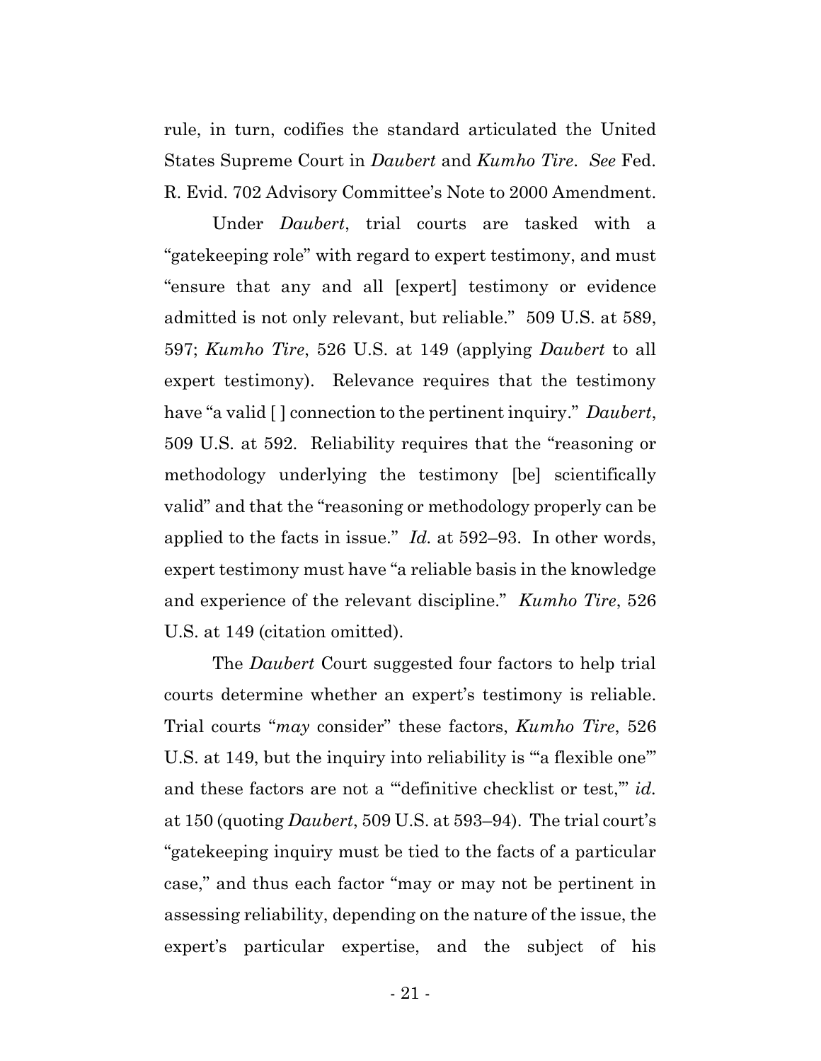rule, in turn, codifies the standard articulated the United States Supreme Court in *Daubert* and *Kumho Tire*. *See* Fed. R. Evid. 702 Advisory Committee's Note to 2000 Amendment.

Under *Daubert*, trial courts are tasked with a "gatekeeping role" with regard to expert testimony, and must "ensure that any and all [expert] testimony or evidence admitted is not only relevant, but reliable." 509 U.S. at 589, 597; *Kumho Tire*, 526 U.S. at 149 (applying *Daubert* to all expert testimony). Relevance requires that the testimony have "a valid [ ] connection to the pertinent inquiry." *Daubert*, 509 U.S. at 592. Reliability requires that the "reasoning or methodology underlying the testimony [be] scientifically valid" and that the "reasoning or methodology properly can be applied to the facts in issue." *Id.* at 592–93. In other words, expert testimony must have "a reliable basis in the knowledge and experience of the relevant discipline." *Kumho Tire*, 526 U.S. at 149 (citation omitted).

The *Daubert* Court suggested four factors to help trial courts determine whether an expert's testimony is reliable. Trial courts "*may* consider" these factors, *Kumho Tire*, 526 U.S. at 149, but the inquiry into reliability is "'a flexible one'" and these factors are not a "'definitive checklist or test,'" *id.* at 150 (quoting *Daubert*, 509 U.S. at 593–94). The trial court's "gatekeeping inquiry must be tied to the facts of a particular case," and thus each factor "may or may not be pertinent in assessing reliability, depending on the nature of the issue, the expert's particular expertise, and the subject of his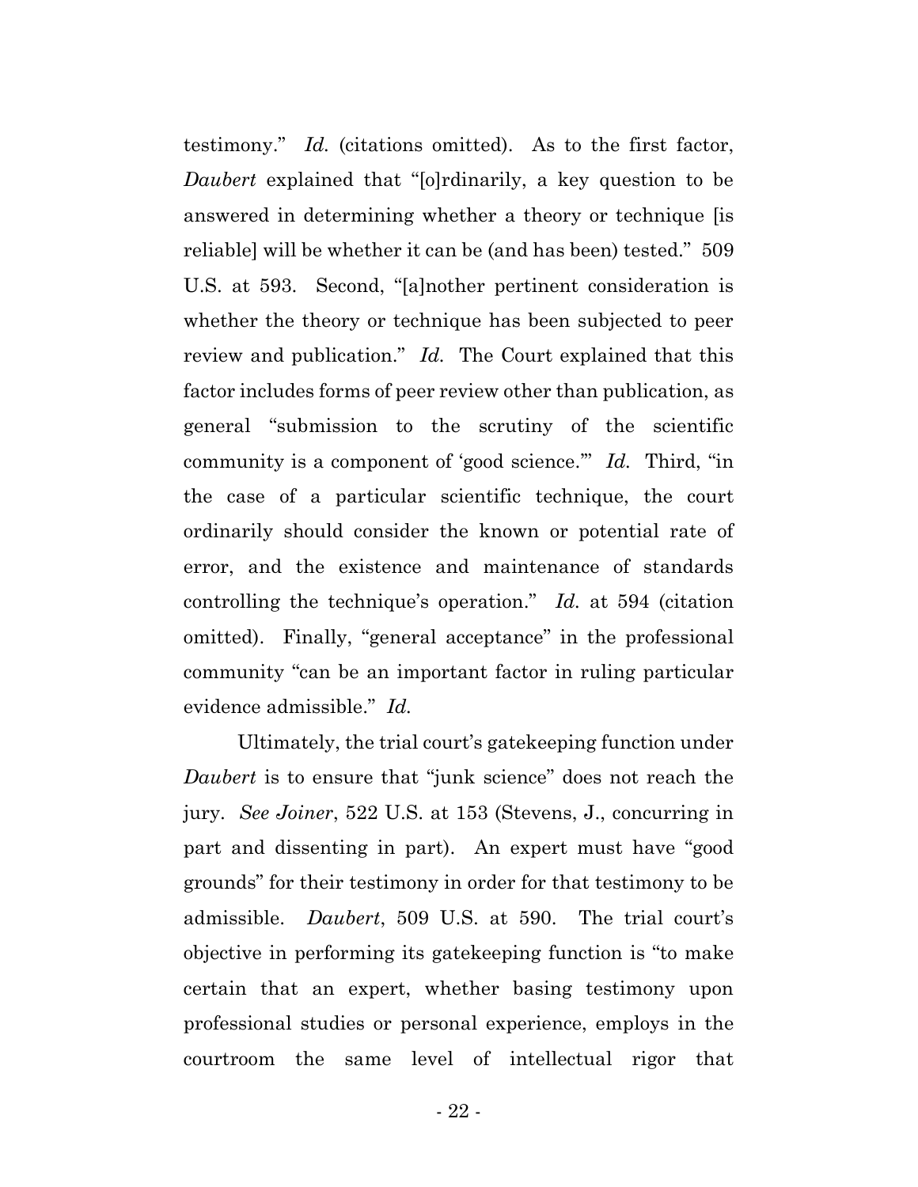testimony." *Id.* (citations omitted). As to the first factor, *Daubert* explained that "[o]rdinarily, a key question to be answered in determining whether a theory or technique [is reliable] will be whether it can be (and has been) tested." 509 U.S. at 593. Second, "[a]nother pertinent consideration is whether the theory or technique has been subjected to peer review and publication." *Id.* The Court explained that this factor includes forms of peer review other than publication, as general "submission to the scrutiny of the scientific community is a component of 'good science.'" *Id.* Third, "in the case of a particular scientific technique, the court ordinarily should consider the known or potential rate of error, and the existence and maintenance of standards controlling the technique's operation." *Id.* at 594 (citation omitted). Finally, "general acceptance" in the professional community "can be an important factor in ruling particular evidence admissible." *Id.*

Ultimately, the trial court's gatekeeping function under *Daubert* is to ensure that "junk science" does not reach the jury. *See Joiner*, 522 U.S. at 153 (Stevens, J., concurring in part and dissenting in part). An expert must have "good grounds" for their testimony in order for that testimony to be admissible. *Daubert*, 509 U.S. at 590. The trial court's objective in performing its gatekeeping function is "to make certain that an expert, whether basing testimony upon professional studies or personal experience, employs in the courtroom the same level of intellectual rigor that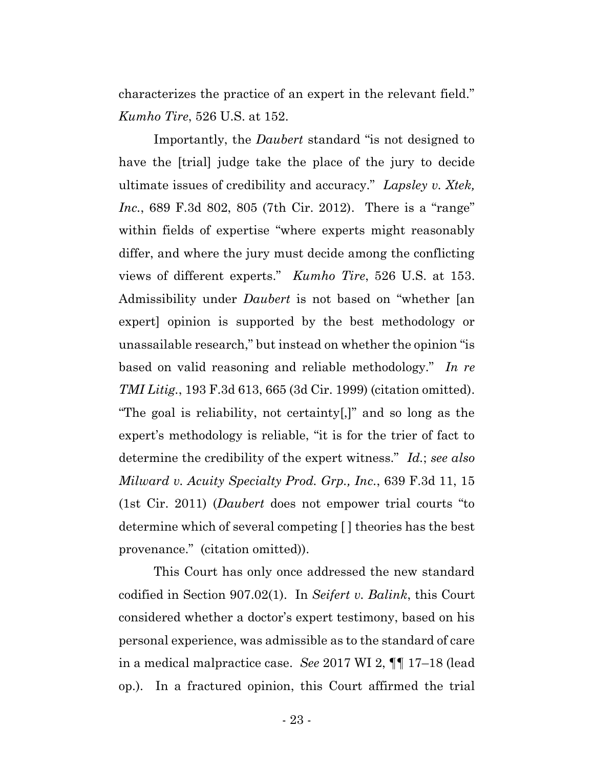characterizes the practice of an expert in the relevant field." *Kumho Tire*, 526 U.S. at 152.

Importantly, the *Daubert* standard "is not designed to have the [trial] judge take the place of the jury to decide ultimate issues of credibility and accuracy." *Lapsley v. Xtek, Inc.*, 689 F.3d 802, 805 (7th Cir. 2012). There is a "range" within fields of expertise "where experts might reasonably differ, and where the jury must decide among the conflicting views of different experts." *Kumho Tire*, 526 U.S. at 153. Admissibility under *Daubert* is not based on "whether [an expert] opinion is supported by the best methodology or unassailable research," but instead on whether the opinion "is based on valid reasoning and reliable methodology." *In re TMI Litig.*, 193 F.3d 613, 665 (3d Cir. 1999) (citation omitted). "The goal is reliability, not certainty[,]" and so long as the expert's methodology is reliable, "it is for the trier of fact to determine the credibility of the expert witness." *Id.*; *see also Milward v. Acuity Specialty Prod. Grp., Inc.*, 639 F.3d 11, 15 (1st Cir. 2011) (*Daubert* does not empower trial courts "to determine which of several competing [ ] theories has the best provenance." (citation omitted)).

This Court has only once addressed the new standard codified in Section 907.02(1). In *Seifert v. Balink*, this Court considered whether a doctor's expert testimony, based on his personal experience, was admissible as to the standard of care in a medical malpractice case. *See* 2017 WI 2, ¶¶ 17–18 (lead op.). In a fractured opinion, this Court affirmed the trial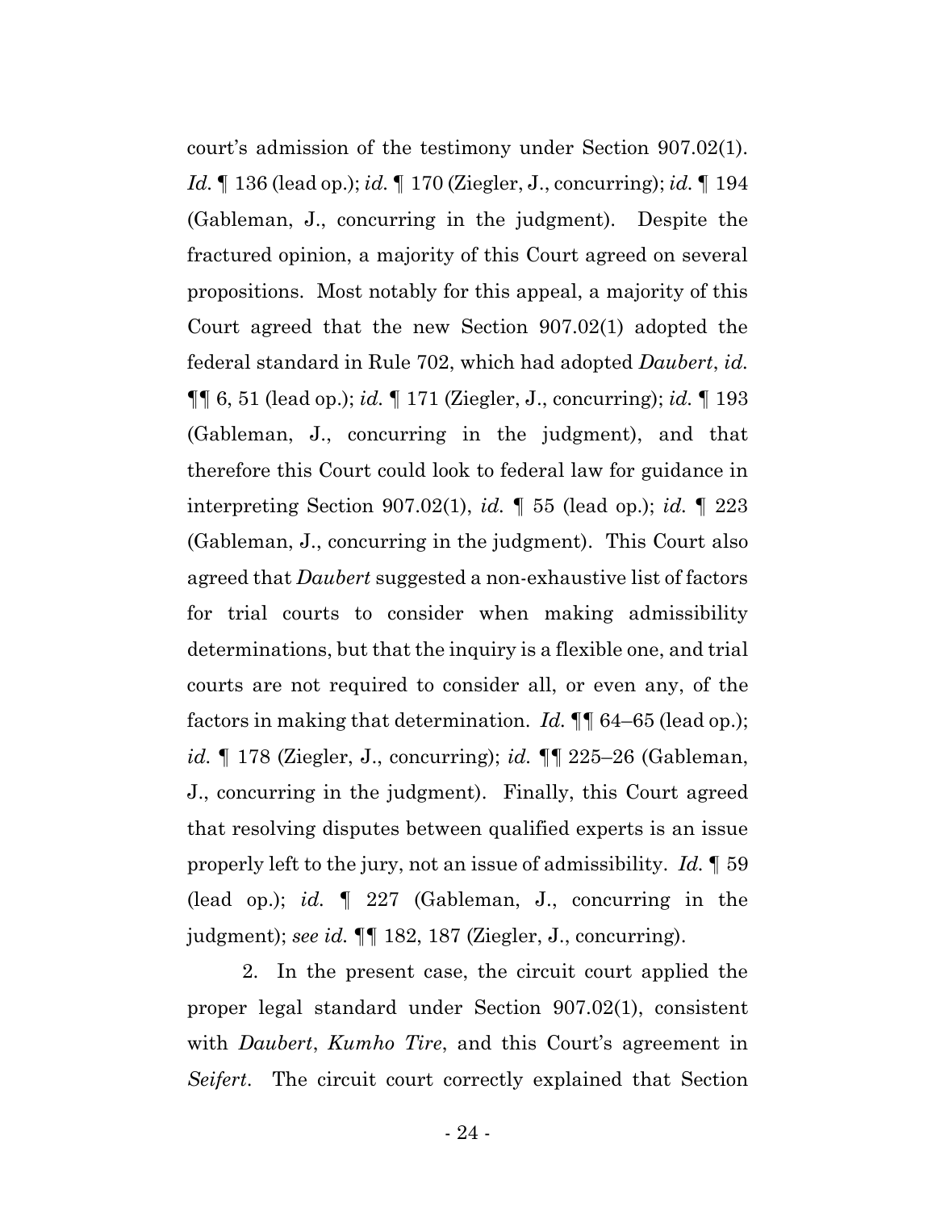court's admission of the testimony under Section 907.02(1). *Id.* ¶ 136 (lead op.); *id.* ¶ 170 (Ziegler, J., concurring); *id.* ¶ 194 (Gableman, J., concurring in the judgment). Despite the fractured opinion, a majority of this Court agreed on several propositions. Most notably for this appeal, a majority of this Court agreed that the new Section 907.02(1) adopted the federal standard in Rule 702, which had adopted *Daubert*, *id.* ¶¶ 6, 51 (lead op.); *id.* ¶ 171 (Ziegler, J., concurring); *id.* ¶ 193 (Gableman, J., concurring in the judgment), and that therefore this Court could look to federal law for guidance in interpreting Section 907.02(1), *id.* ¶ 55 (lead op.); *id.* ¶ 223 (Gableman, J., concurring in the judgment). This Court also agreed that *Daubert* suggested a non-exhaustive list of factors for trial courts to consider when making admissibility determinations, but that the inquiry is a flexible one, and trial courts are not required to consider all, or even any, of the factors in making that determination. *Id.* ¶¶ 64–65 (lead op.); *id.* ¶ 178 (Ziegler, J., concurring); *id.* ¶¶ 225–26 (Gableman, J., concurring in the judgment). Finally, this Court agreed that resolving disputes between qualified experts is an issue properly left to the jury, not an issue of admissibility. *Id.* ¶ 59 (lead op.); *id.* ¶ 227 (Gableman, J., concurring in the judgment); *see id.* ¶¶ 182, 187 (Ziegler, J., concurring).

2. In the present case, the circuit court applied the proper legal standard under Section 907.02(1), consistent with *Daubert*, *Kumho Tire*, and this Court's agreement in *Seifert*. The circuit court correctly explained that Section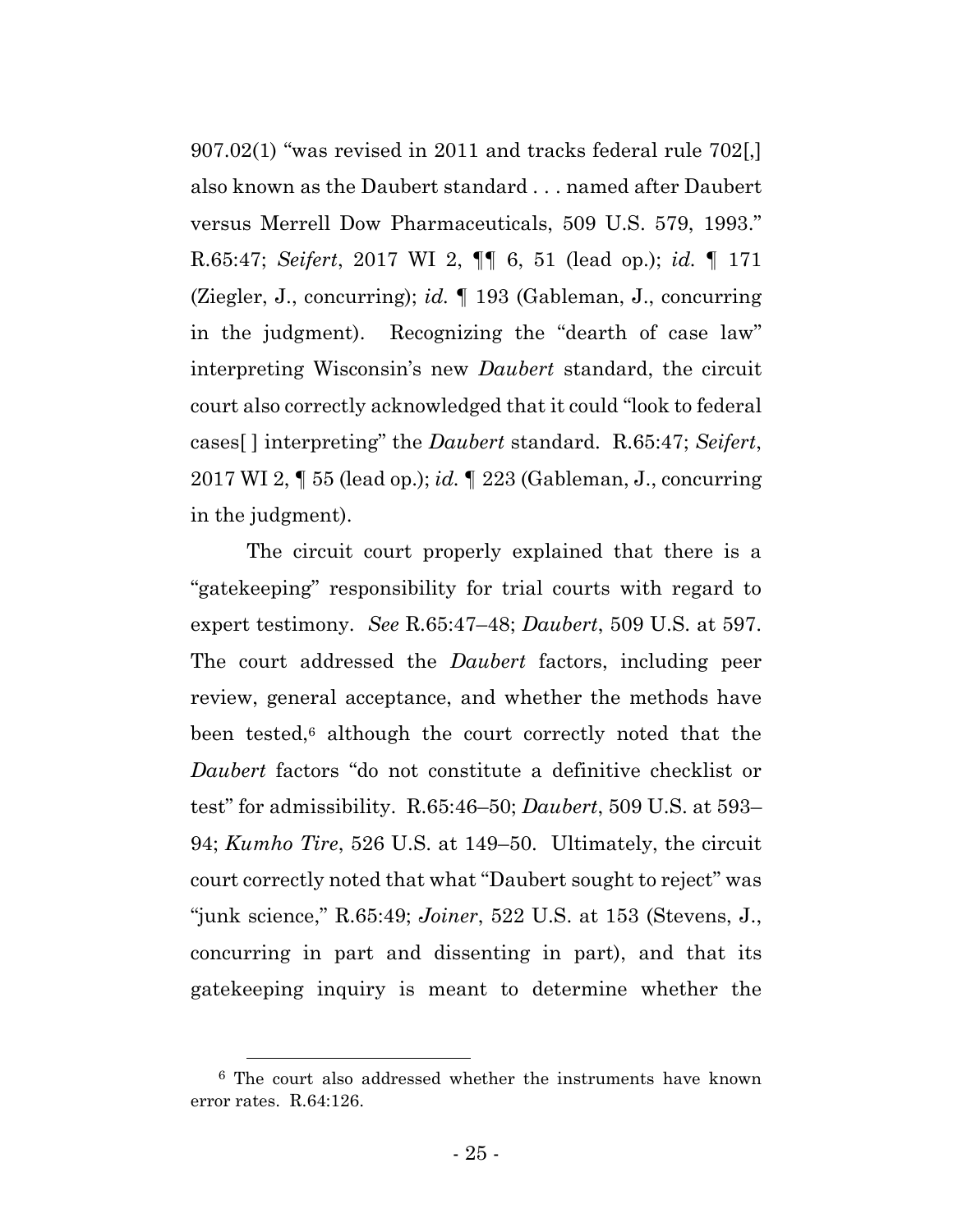907.02(1) "was revised in 2011 and tracks federal rule 702[,] also known as the Daubert standard . . . named after Daubert versus Merrell Dow Pharmaceuticals, 509 U.S. 579, 1993." R.65:47; *Seifert*, 2017 WI 2, ¶¶ 6, 51 (lead op.); *id.* ¶ 171 (Ziegler, J., concurring); *id.* ¶ 193 (Gableman, J., concurring in the judgment). Recognizing the "dearth of case law" interpreting Wisconsin's new *Daubert* standard, the circuit court also correctly acknowledged that it could "look to federal cases[ ] interpreting" the *Daubert* standard. R.65:47; *Seifert*, 2017 WI 2, ¶ 55 (lead op.); *id.* ¶ 223 (Gableman, J., concurring in the judgment).

The circuit court properly explained that there is a "gatekeeping" responsibility for trial courts with regard to expert testimony. *See* R.65:47–48; *Daubert*, 509 U.S. at 597. The court addressed the *Daubert* factors, including peer review, general acceptance, and whether the methods have been tested,[6] although the court correctly noted that the *Daubert* factors "do not constitute a definitive checklist or test" for admissibility. R.65:46–50; *Daubert*, 509 U.S. at 593–94; *Kumho Tire*, 526 U.S. at 149–50. Ultimately, the circuit court correctly noted that what "Daubert sought to reject" was "junk science," R.65:49; *Joiner*, 522 U.S. at 153 (Stevens, J., concurring in part and dissenting in part), and that its gatekeeping inquiry is meant to determine whether the

[6] The court also addressed whether the instruments have known error rates. R.64:126.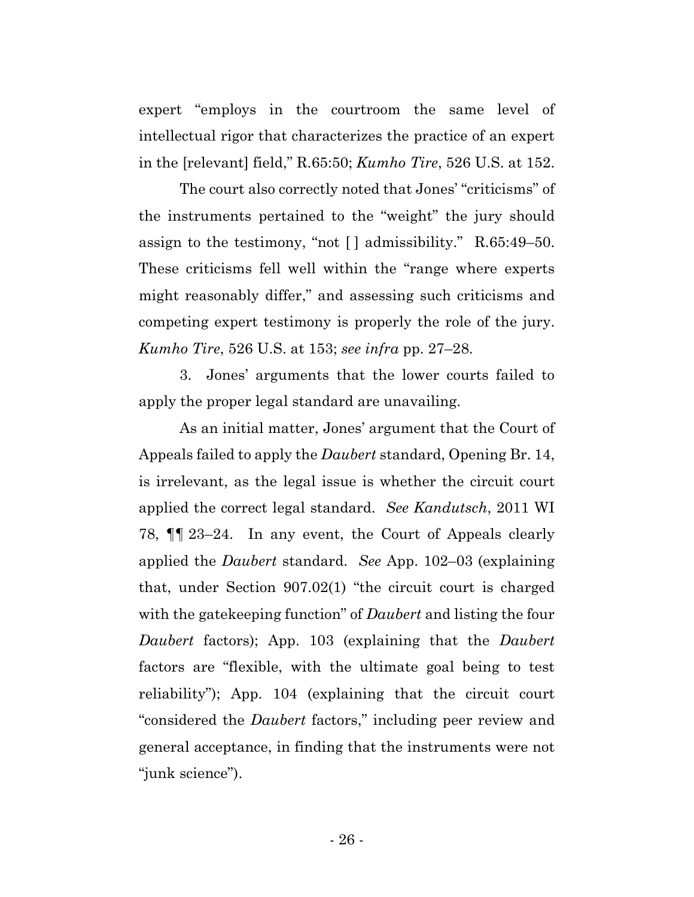expert "employs in the courtroom the same level of intellectual rigor that characterizes the practice of an expert in the [relevant] field," R.65:50; *Kumho Tire*, 526 U.S. at 152.

The court also correctly noted that Jones' "criticisms" of the instruments pertained to the "weight" the jury should assign to the testimony, "not [ ] admissibility." R.65:49–50. These criticisms fell well within the "range where experts might reasonably differ," and assessing such criticisms and competing expert testimony is properly the role of the jury. *Kumho Tire*, 526 U.S. at 153; *see infra* pp. 27–28.

3. Jones' arguments that the lower courts failed to apply the proper legal standard are unavailing.

As an initial matter, Jones' argument that the Court of Appeals failed to apply the *Daubert* standard, Opening Br. 14, is irrelevant, as the legal issue is whether the circuit court applied the correct legal standard. *See Kandutsch*, 2011 WI 78, ¶¶ 23–24. In any event, the Court of Appeals clearly applied the *Daubert* standard. *See* App. 102–03 (explaining that, under Section 907.02(1) "the circuit court is charged with the gatekeeping function" of *Daubert* and listing the four *Daubert* factors); App. 103 (explaining that the *Daubert* factors are "flexible, with the ultimate goal being to test reliability"); App. 104 (explaining that the circuit court "considered the *Daubert* factors," including peer review and general acceptance, in finding that the instruments were not "junk science").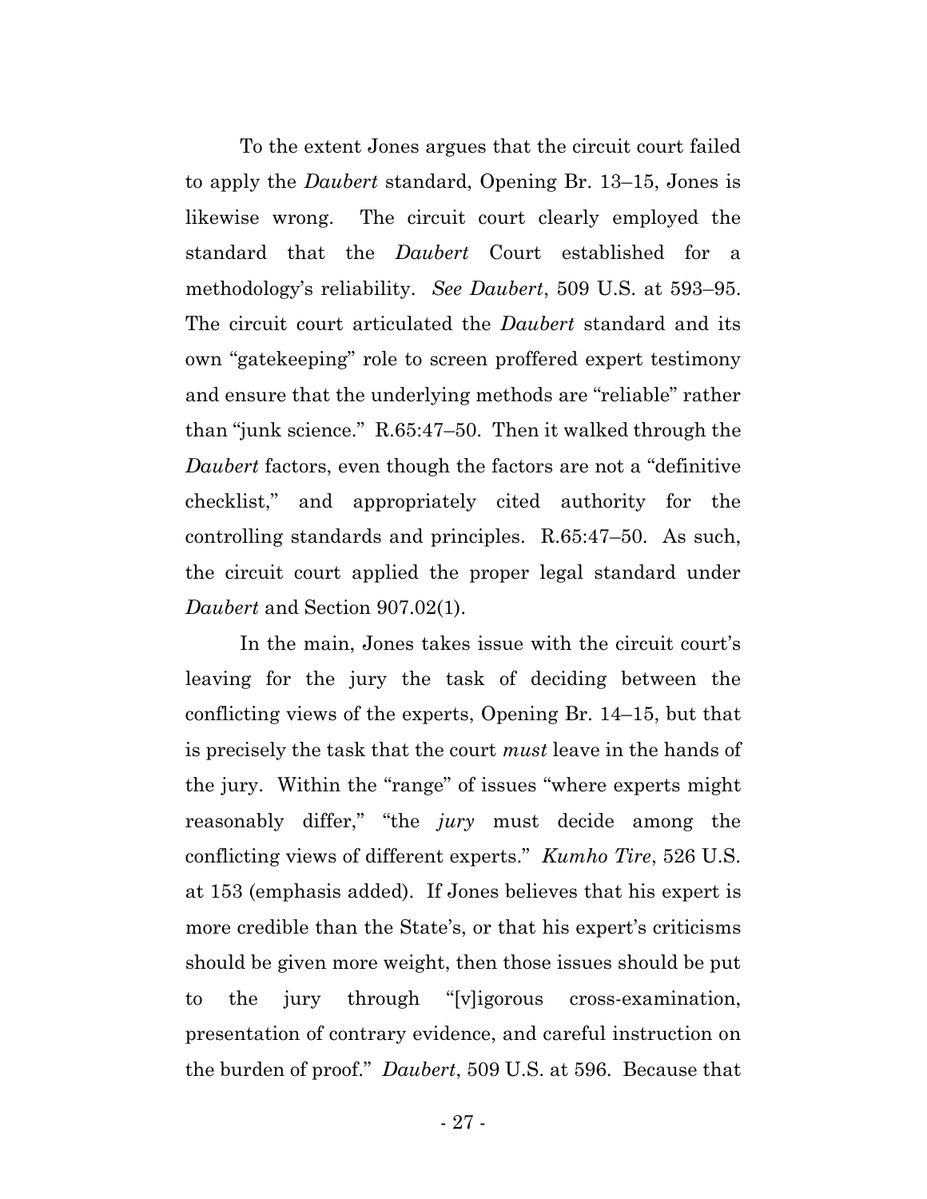To the extent Jones argues that the circuit court failed to apply the *Daubert* standard, Opening Br. 13–15, Jones is likewise wrong. The circuit court clearly employed the standard that the *Daubert* Court established for a methodology's reliability. *See Daubert*, 509 U.S. at 593–95. The circuit court articulated the *Daubert* standard and its own "gatekeeping" role to screen proffered expert testimony and ensure that the underlying methods are "reliable" rather than "junk science." R.65:47–50. Then it walked through the *Daubert* factors, even though the factors are not a "definitive checklist," and appropriately cited authority for the controlling standards and principles. R.65:47–50. As such, the circuit court applied the proper legal standard under *Daubert* and Section 907.02(1).

In the main, Jones takes issue with the circuit court's leaving for the jury the task of deciding between the conflicting views of the experts, Opening Br. 14–15, but that is precisely the task that the court *must* leave in the hands of the jury. Within the "range" of issues "where experts might reasonably differ," "the *jury* must decide among the conflicting views of different experts." *Kumho Tire*, 526 U.S. at 153 (emphasis added). If Jones believes that his expert is more credible than the State's, or that his expert's criticisms should be given more weight, then those issues should be put to the jury through "[v]igorous cross-examination, presentation of contrary evidence, and careful instruction on the burden of proof." *Daubert*, 509 U.S. at 596. Because that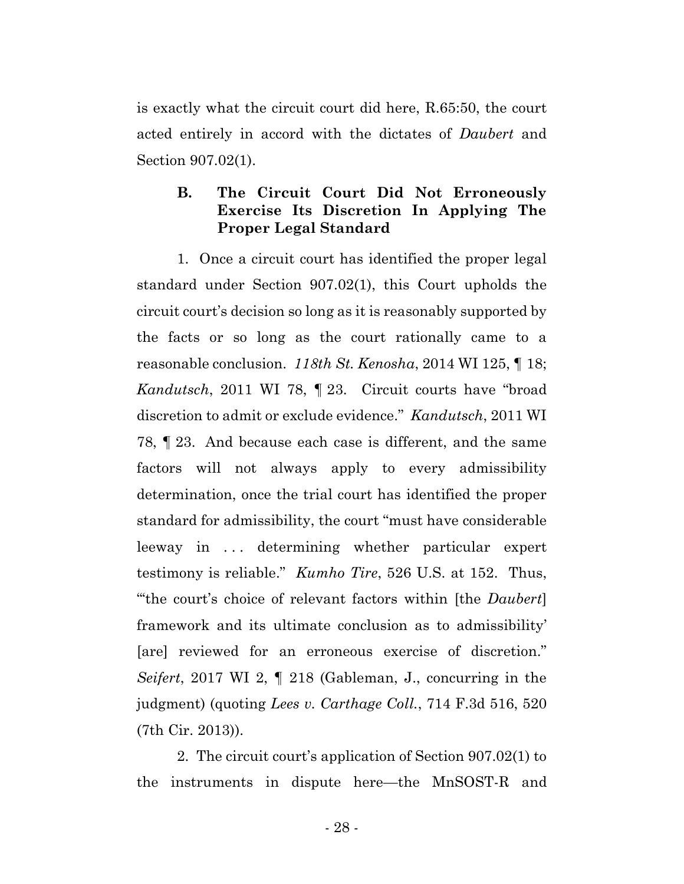is exactly what the circuit court did here, R.65:50, the court acted entirely in accord with the dictates of *Daubert* and Section 907.02(1).

### B. The Circuit Court Did Not Erroneously Exercise Its Discretion In Applying The Proper Legal Standard

1. Once a circuit court has identified the proper legal standard under Section 907.02(1), this Court upholds the circuit court's decision so long as it is reasonably supported by the facts or so long as the court rationally came to a reasonable conclusion. *118th St. Kenosha*, 2014 WI 125, ¶ 18; *Kandutsch*, 2011 WI 78, ¶ 23. Circuit courts have "broad discretion to admit or exclude evidence." *Kandutsch*, 2011 WI 78, ¶ 23. And because each case is different, and the same factors will not always apply to every admissibility determination, once the trial court has identified the proper standard for admissibility, the court "must have considerable leeway in . . . determining whether particular expert testimony is reliable." *Kumho Tire*, 526 U.S. at 152. Thus, "'the court's choice of relevant factors within [the *Daubert*] framework and its ultimate conclusion as to admissibility' [are] reviewed for an erroneous exercise of discretion." *Seifert*, 2017 WI 2, ¶ 218 (Gableman, J., concurring in the judgment) (quoting *Lees v. Carthage Coll.*, 714 F.3d 516, 520 (7th Cir. 2013)).

2. The circuit court's application of Section 907.02(1) to the instruments in dispute here—the MnSOST-R and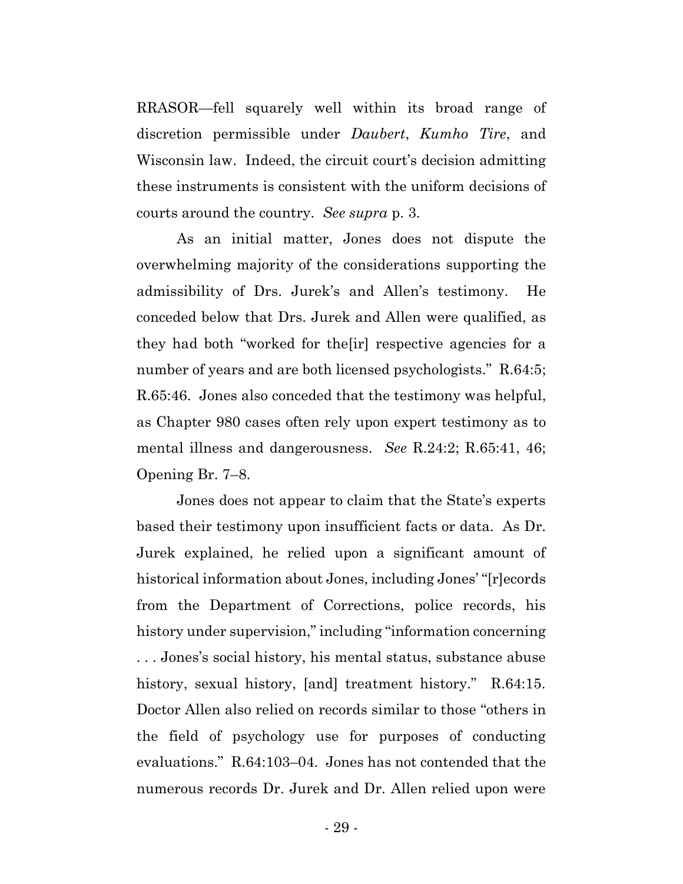RRASOR—fell squarely well within its broad range of discretion permissible under *Daubert*, *Kumho Tire*, and Wisconsin law. Indeed, the circuit court's decision admitting these instruments is consistent with the uniform decisions of courts around the country. *See supra* p. 3.

As an initial matter, Jones does not dispute the overwhelming majority of the considerations supporting the admissibility of Drs. Jurek's and Allen's testimony. He conceded below that Drs. Jurek and Allen were qualified, as they had both "worked for the[ir] respective agencies for a number of years and are both licensed psychologists." R.64:5; R.65:46. Jones also conceded that the testimony was helpful, as Chapter 980 cases often rely upon expert testimony as to mental illness and dangerousness. *See* R.24:2; R.65:41, 46; Opening Br. 7–8.

Jones does not appear to claim that the State's experts based their testimony upon insufficient facts or data. As Dr. Jurek explained, he relied upon a significant amount of historical information about Jones, including Jones' "[r]ecords from the Department of Corrections, police records, his history under supervision," including "information concerning . . . Jones's social history, his mental status, substance abuse history, sexual history, [and] treatment history." R.64:15. Doctor Allen also relied on records similar to those "others in the field of psychology use for purposes of conducting evaluations." R.64:103–04. Jones has not contended that the numerous records Dr. Jurek and Dr. Allen relied upon were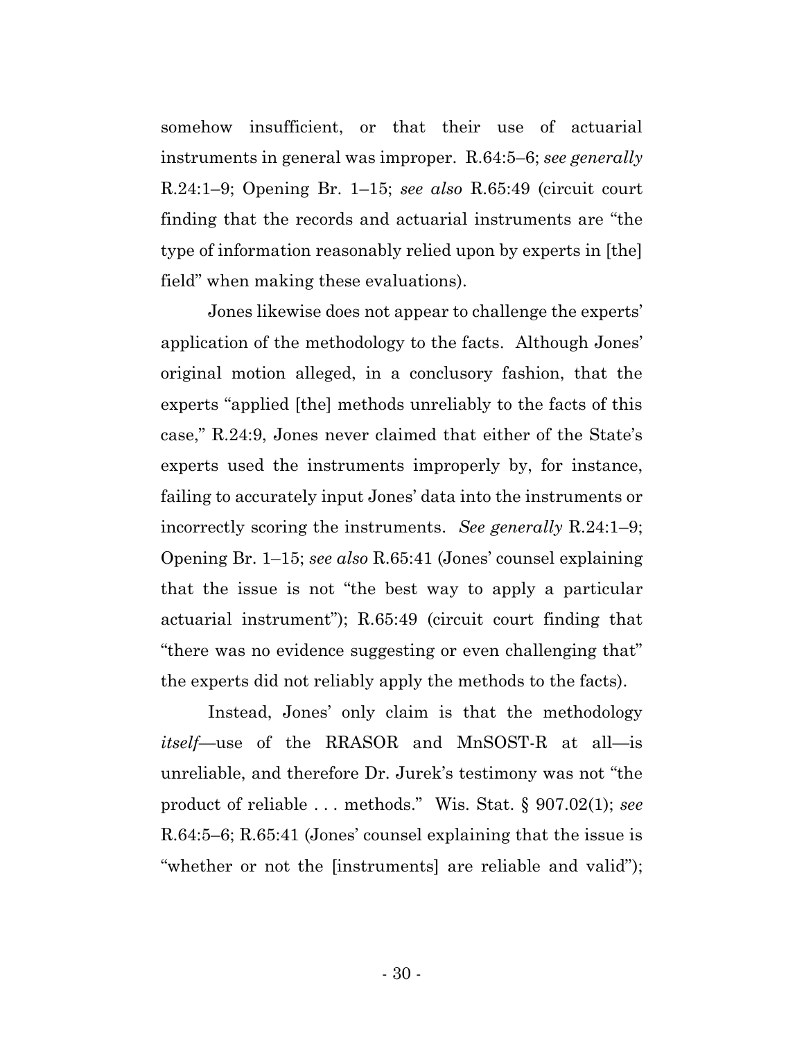somehow insufficient, or that their use of actuarial instruments in general was improper. R.64:5–6; *see generally* R.24:1–9; Opening Br. 1–15; *see also* R.65:49 (circuit court finding that the records and actuarial instruments are "the type of information reasonably relied upon by experts in [the] field" when making these evaluations).

Jones likewise does not appear to challenge the experts' application of the methodology to the facts. Although Jones' original motion alleged, in a conclusory fashion, that the experts "applied [the] methods unreliably to the facts of this case," R.24:9, Jones never claimed that either of the State's experts used the instruments improperly by, for instance, failing to accurately input Jones' data into the instruments or incorrectly scoring the instruments. *See generally* R.24:1–9; Opening Br. 1–15; *see also* R.65:41 (Jones' counsel explaining that the issue is not "the best way to apply a particular actuarial instrument"); R.65:49 (circuit court finding that "there was no evidence suggesting or even challenging that" the experts did not reliably apply the methods to the facts).

Instead, Jones' only claim is that the methodology *itself*—use of the RRASOR and MnSOST-R at all—is unreliable, and therefore Dr. Jurek's testimony was not "the product of reliable . . . methods." Wis. Stat. § 907.02(1); *see* R.64:5–6; R.65:41 (Jones' counsel explaining that the issue is "whether or not the [instruments] are reliable and valid");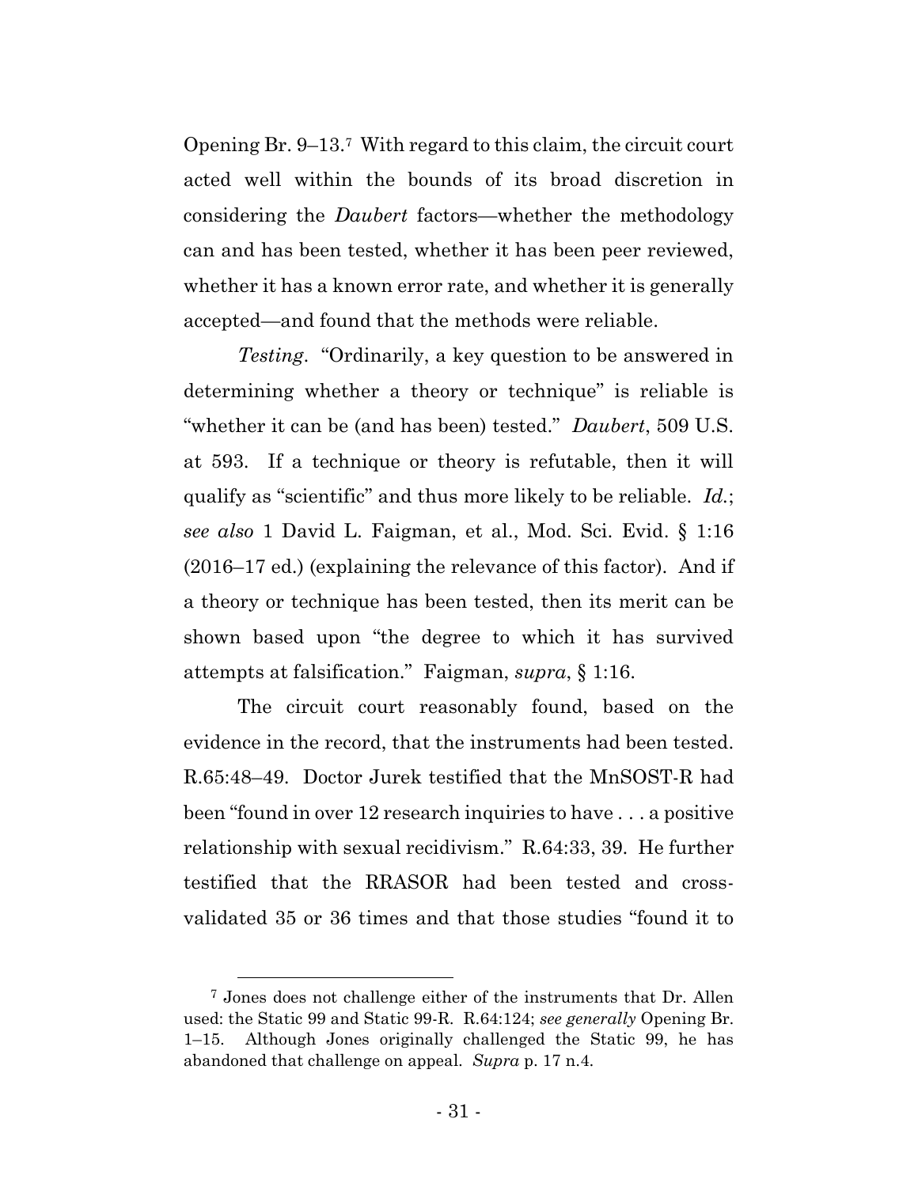Opening Br. 9–13.[7] With regard to this claim, the circuit court acted well within the bounds of its broad discretion in considering the *Daubert* factors—whether the methodology can and has been tested, whether it has been peer reviewed, whether it has a known error rate, and whether it is generally accepted—and found that the methods were reliable.

*Testing*. "Ordinarily, a key question to be answered in determining whether a theory or technique" is reliable is "whether it can be (and has been) tested." *Daubert*, 509 U.S. at 593. If a technique or theory is refutable, then it will qualify as "scientific" and thus more likely to be reliable. *Id.*; *see also* 1 David L. Faigman, et al., Mod. Sci. Evid. § 1:16 (2016–17 ed.) (explaining the relevance of this factor). And if a theory or technique has been tested, then its merit can be shown based upon "the degree to which it has survived attempts at falsification." Faigman, *supra*, § 1:16.

The circuit court reasonably found, based on the evidence in the record, that the instruments had been tested. R.65:48–49. Doctor Jurek testified that the MnSOST-R had been "found in over 12 research inquiries to have . . . a positive relationship with sexual recidivism." R.64:33, 39. He further testified that the RRASOR had been tested and cross-validated 35 or 36 times and that those studies "found it to

---

[7] Jones does not challenge either of the instruments that Dr. Allen used: the Static 99 and Static 99-R. R.64:124; *see generally* Opening Br. 1–15. Although Jones originally challenged the Static 99, he has abandoned that challenge on appeal. *Supra* p. 17 n.4.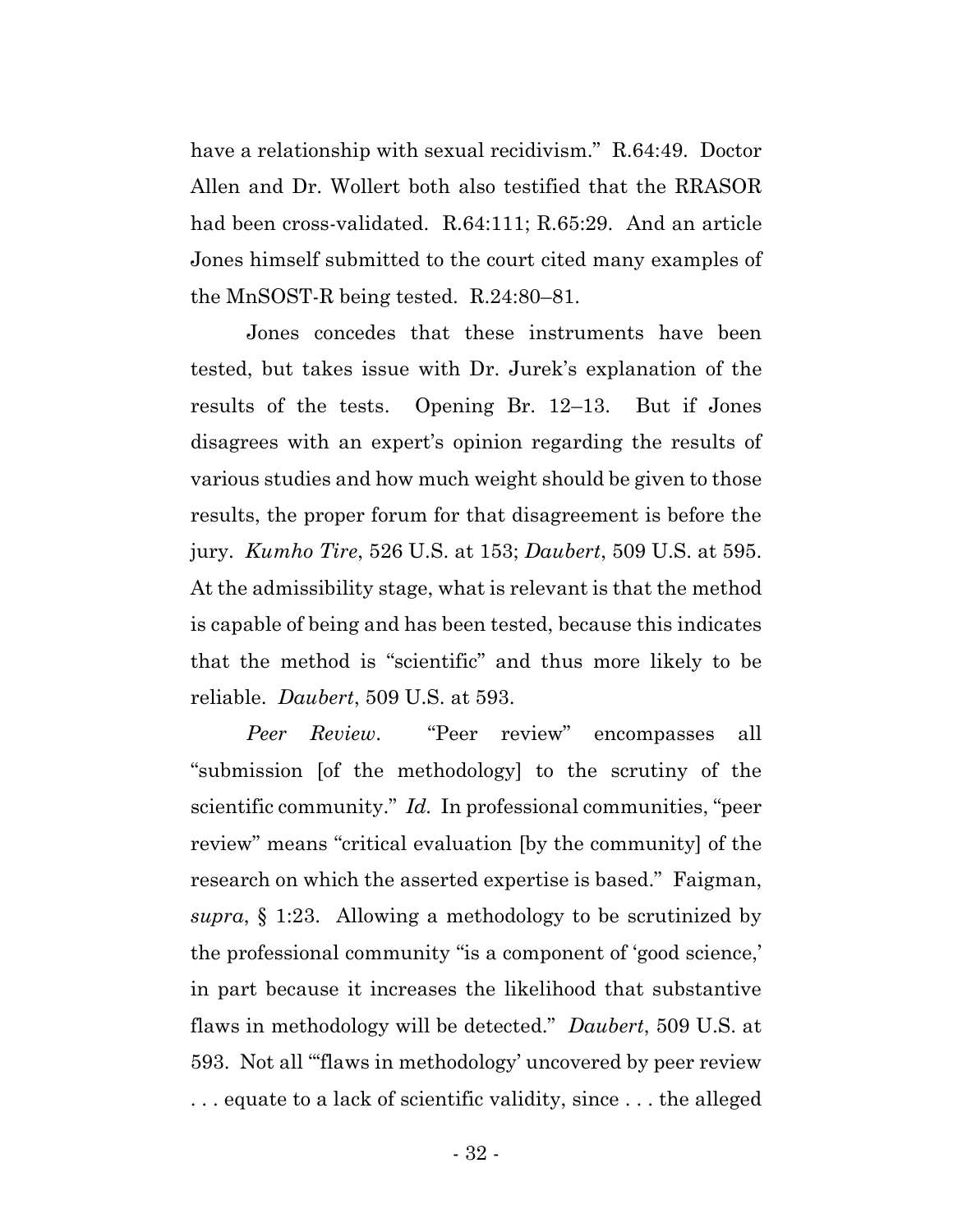have a relationship with sexual recidivism." R.64:49. Doctor Allen and Dr. Wollert both also testified that the RRASOR had been cross-validated. R.64:111; R.65:29. And an article Jones himself submitted to the court cited many examples of the MnSOST-R being tested. R.24:80–81.

Jones concedes that these instruments have been tested, but takes issue with Dr. Jurek's explanation of the results of the tests. Opening Br. 12–13. But if Jones disagrees with an expert's opinion regarding the results of various studies and how much weight should be given to those results, the proper forum for that disagreement is before the jury. *Kumho Tire*, 526 U.S. at 153; *Daubert*, 509 U.S. at 595. At the admissibility stage, what is relevant is that the method is capable of being and has been tested, because this indicates that the method is "scientific" and thus more likely to be reliable. *Daubert*, 509 U.S. at 593.

*Peer Review*. "Peer review" encompasses all "submission [of the methodology] to the scrutiny of the scientific community." *Id.* In professional communities, "peer review" means "critical evaluation [by the community] of the research on which the asserted expertise is based." Faigman, *supra*, § 1:23. Allowing a methodology to be scrutinized by the professional community "is a component of 'good science,' in part because it increases the likelihood that substantive flaws in methodology will be detected." *Daubert*, 509 U.S. at 593. Not all "'flaws in methodology' uncovered by peer review . . . equate to a lack of scientific validity, since . . . the alleged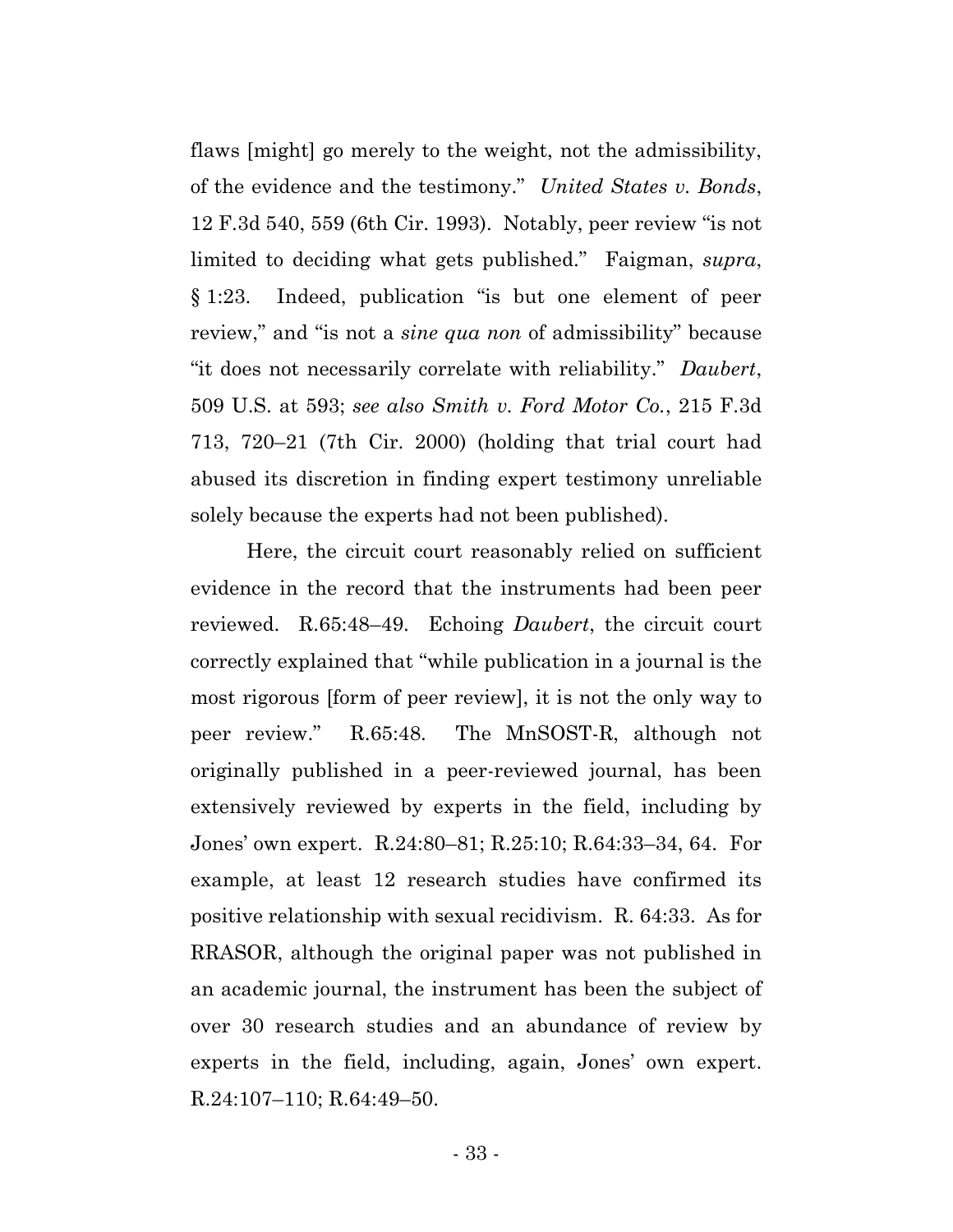flaws [might] go merely to the weight, not the admissibility, of the evidence and the testimony." *United States v. Bonds*, 12 F.3d 540, 559 (6th Cir. 1993). Notably, peer review "is not limited to deciding what gets published." Faigman, *supra*, § 1:23. Indeed, publication "is but one element of peer review," and "is not a *sine qua non* of admissibility" because "it does not necessarily correlate with reliability." *Daubert*, 509 U.S. at 593; *see also Smith v. Ford Motor Co.*, 215 F.3d 713, 720–21 (7th Cir. 2000) (holding that trial court had abused its discretion in finding expert testimony unreliable solely because the experts had not been published).

Here, the circuit court reasonably relied on sufficient evidence in the record that the instruments had been peer reviewed. R.65:48–49. Echoing *Daubert*, the circuit court correctly explained that "while publication in a journal is the most rigorous [form of peer review], it is not the only way to peer review." R.65:48. The MnSOST-R, although not originally published in a peer-reviewed journal, has been extensively reviewed by experts in the field, including by Jones' own expert. R.24:80–81; R.25:10; R.64:33–34, 64. For example, at least 12 research studies have confirmed its positive relationship with sexual recidivism. R. 64:33. As for RRASOR, although the original paper was not published in an academic journal, the instrument has been the subject of over 30 research studies and an abundance of review by experts in the field, including, again, Jones' own expert. R.24:107–110; R.64:49–50.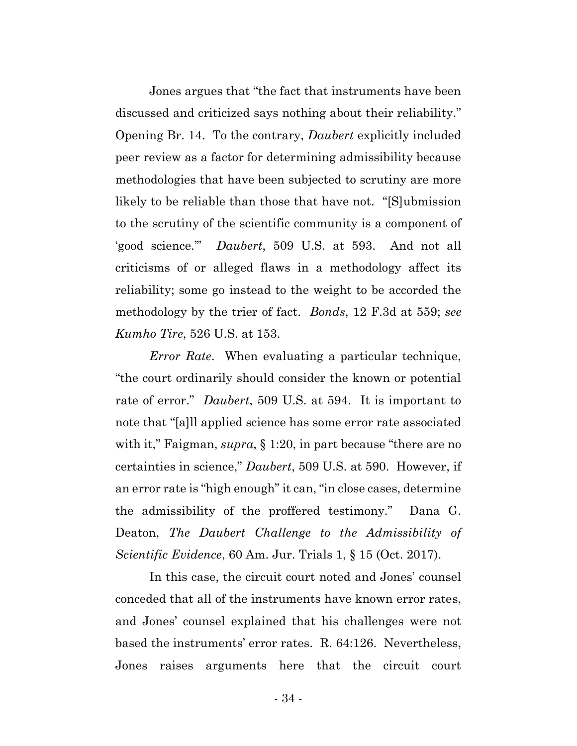Jones argues that "the fact that instruments have been discussed and criticized says nothing about their reliability." Opening Br. 14. To the contrary, *Daubert* explicitly included peer review as a factor for determining admissibility because methodologies that have been subjected to scrutiny are more likely to be reliable than those that have not. "[S]ubmission to the scrutiny of the scientific community is a component of 'good science.'" *Daubert*, 509 U.S. at 593. And not all criticisms of or alleged flaws in a methodology affect its reliability; some go instead to the weight to be accorded the methodology by the trier of fact. *Bonds*, 12 F.3d at 559; *see Kumho Tire*, 526 U.S. at 153.

*Error Rate*. When evaluating a particular technique, "the court ordinarily should consider the known or potential rate of error." *Daubert*, 509 U.S. at 594. It is important to note that "[a]ll applied science has some error rate associated with it," Faigman, *supra*, § 1:20, in part because "there are no certainties in science," *Daubert*, 509 U.S. at 590. However, if an error rate is "high enough" it can, "in close cases, determine the admissibility of the proffered testimony." Dana G. Deaton, *The Daubert Challenge to the Admissibility of Scientific Evidence*, 60 Am. Jur. Trials 1, § 15 (Oct. 2017).

In this case, the circuit court noted and Jones' counsel conceded that all of the instruments have known error rates, and Jones' counsel explained that his challenges were not based the instruments' error rates. R. 64:126. Nevertheless, Jones raises arguments here that the circuit court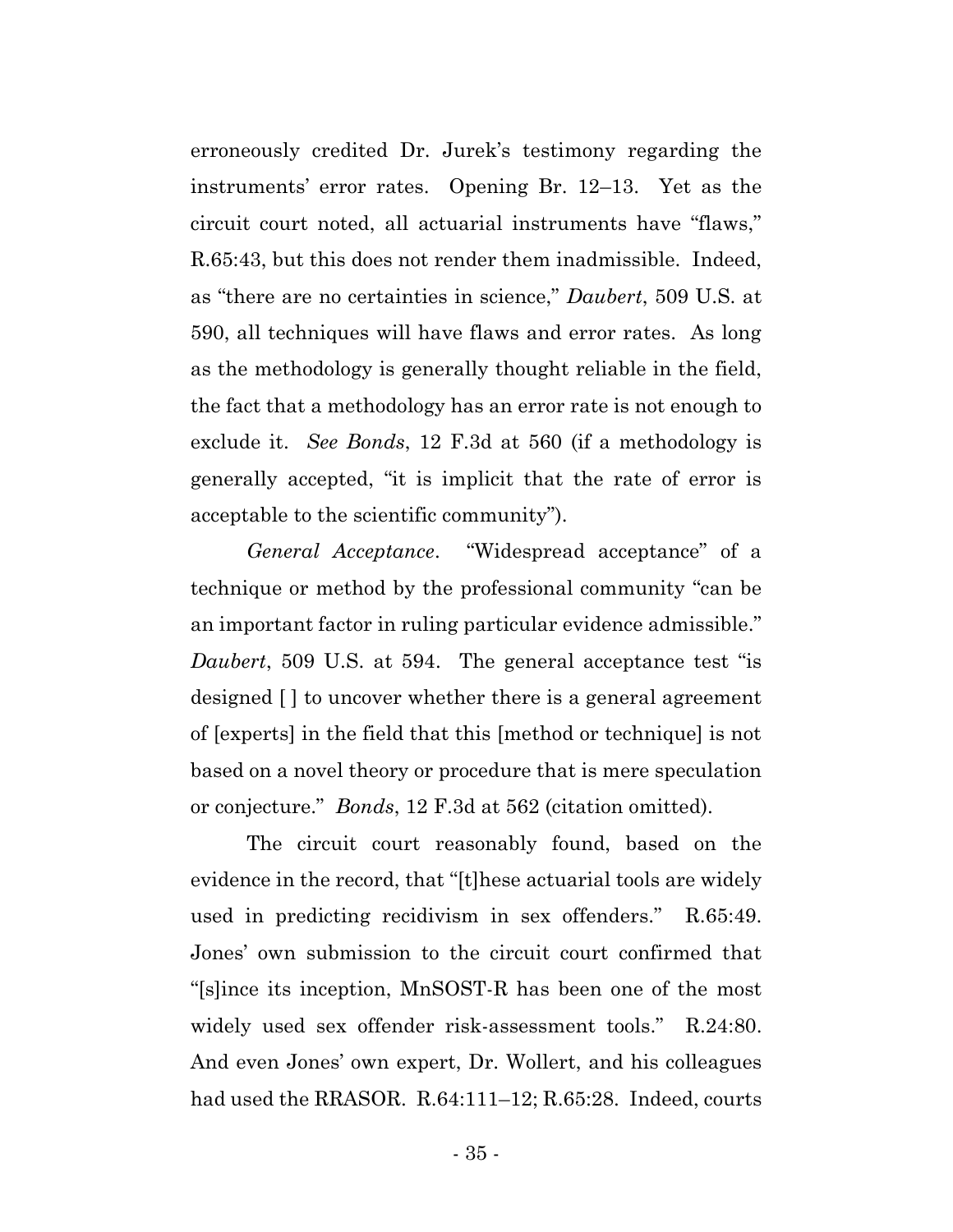erroneously credited Dr. Jurek's testimony regarding the instruments' error rates. Opening Br. 12–13. Yet as the circuit court noted, all actuarial instruments have "flaws," R.65:43, but this does not render them inadmissible. Indeed, as "there are no certainties in science," *Daubert*, 509 U.S. at 590, all techniques will have flaws and error rates. As long as the methodology is generally thought reliable in the field, the fact that a methodology has an error rate is not enough to exclude it. *See Bonds*, 12 F.3d at 560 (if a methodology is generally accepted, "it is implicit that the rate of error is acceptable to the scientific community").

*General Acceptance*. "Widespread acceptance" of a technique or method by the professional community "can be an important factor in ruling particular evidence admissible." *Daubert*, 509 U.S. at 594. The general acceptance test "is designed [ ] to uncover whether there is a general agreement of [experts] in the field that this [method or technique] is not based on a novel theory or procedure that is mere speculation or conjecture." *Bonds*, 12 F.3d at 562 (citation omitted).

The circuit court reasonably found, based on the evidence in the record, that "[t]hese actuarial tools are widely used in predicting recidivism in sex offenders." R.65:49. Jones' own submission to the circuit court confirmed that "[s]ince its inception, MnSOST-R has been one of the most widely used sex offender risk-assessment tools." R.24:80. And even Jones' own expert, Dr. Wollert, and his colleagues had used the RRASOR. R.64:111–12; R.65:28. Indeed, courts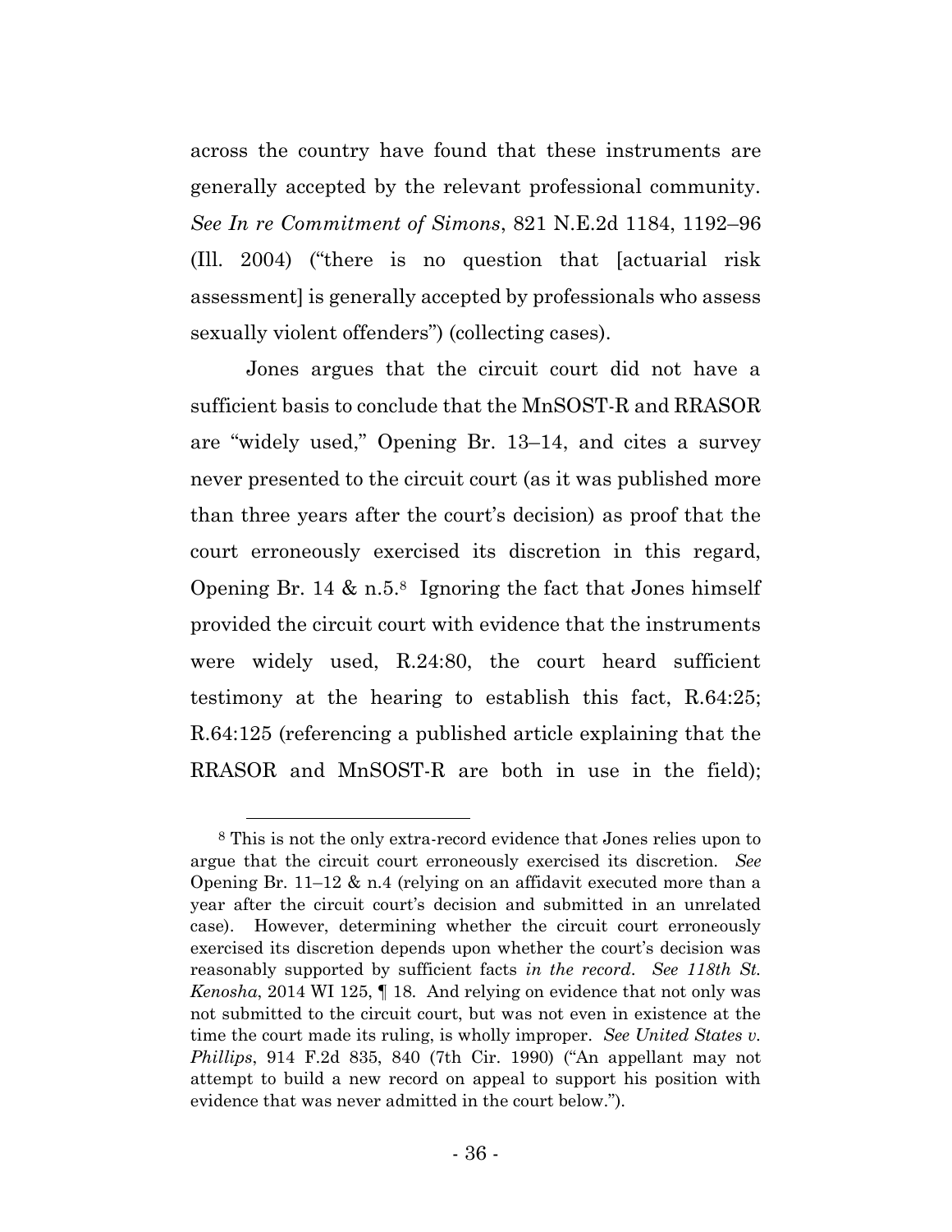across the country have found that these instruments are generally accepted by the relevant professional community. *See In re Commitment of Simons*, 821 N.E.2d 1184, 1192–96 (Ill. 2004) ("there is no question that [actuarial risk assessment] is generally accepted by professionals who assess sexually violent offenders") (collecting cases).

Jones argues that the circuit court did not have a sufficient basis to conclude that the MnSOST-R and RRASOR are "widely used," Opening Br. 13–14, and cites a survey never presented to the circuit court (as it was published more than three years after the court's decision) as proof that the court erroneously exercised its discretion in this regard, Opening Br. 14 & n.5.[8] Ignoring the fact that Jones himself provided the circuit court with evidence that the instruments were widely used, R.24:80, the court heard sufficient testimony at the hearing to establish this fact, R.64:25; R.64:125 (referencing a published article explaining that the RRASOR and MnSOST-R are both in use in the field);

---

[8] This is not the only extra-record evidence that Jones relies upon to argue that the circuit court erroneously exercised its discretion. *See* Opening Br. 11–12 & n.4 (relying on an affidavit executed more than a year after the circuit court's decision and submitted in an unrelated case). However, determining whether the circuit court erroneously exercised its discretion depends upon whether the court's decision was reasonably supported by sufficient facts *in the record*. *See 118th St. Kenosha*, 2014 WI 125, ¶ 18. And relying on evidence that not only was not submitted to the circuit court, but was not even in existence at the time the court made its ruling, is wholly improper. *See United States v. Phillips*, 914 F.2d 835, 840 (7th Cir. 1990) ("An appellant may not attempt to build a new record on appeal to support his position with evidence that was never admitted in the court below.").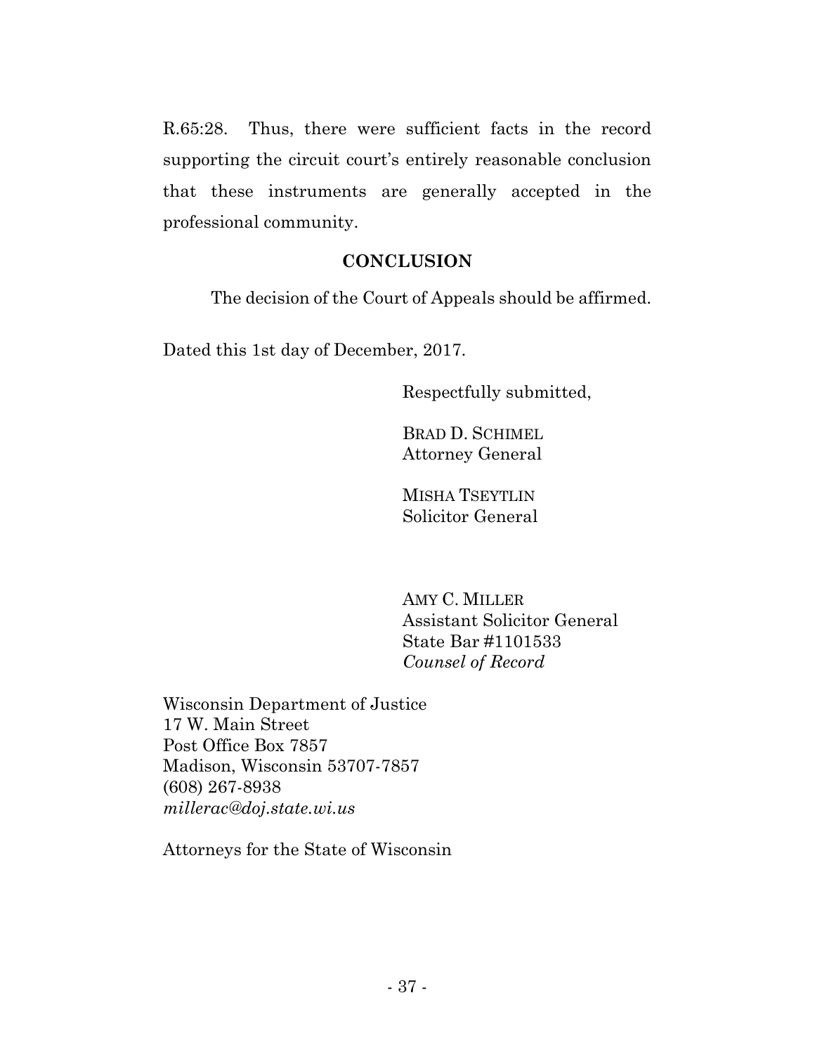R.65:28. Thus, there were sufficient facts in the record supporting the circuit court's entirely reasonable conclusion that these instruments are generally accepted in the professional community.

## CONCLUSION

The decision of the Court of Appeals should be affirmed.

Dated this 1st day of December, 2017.

Respectfully submitted,

BRAD D. SCHIMEL
Attorney General

MISHA TSEYTLIN
Solicitor General

AMY C. MILLER
Assistant Solicitor General
State Bar #1101533
*Counsel of Record*

Wisconsin Department of Justice
17 W. Main Street
Post Office Box 7857
Madison, Wisconsin 53707-7857
(608) 267-8938
*millerac@doj.state.wi.us*

Attorneys for the State of Wisconsin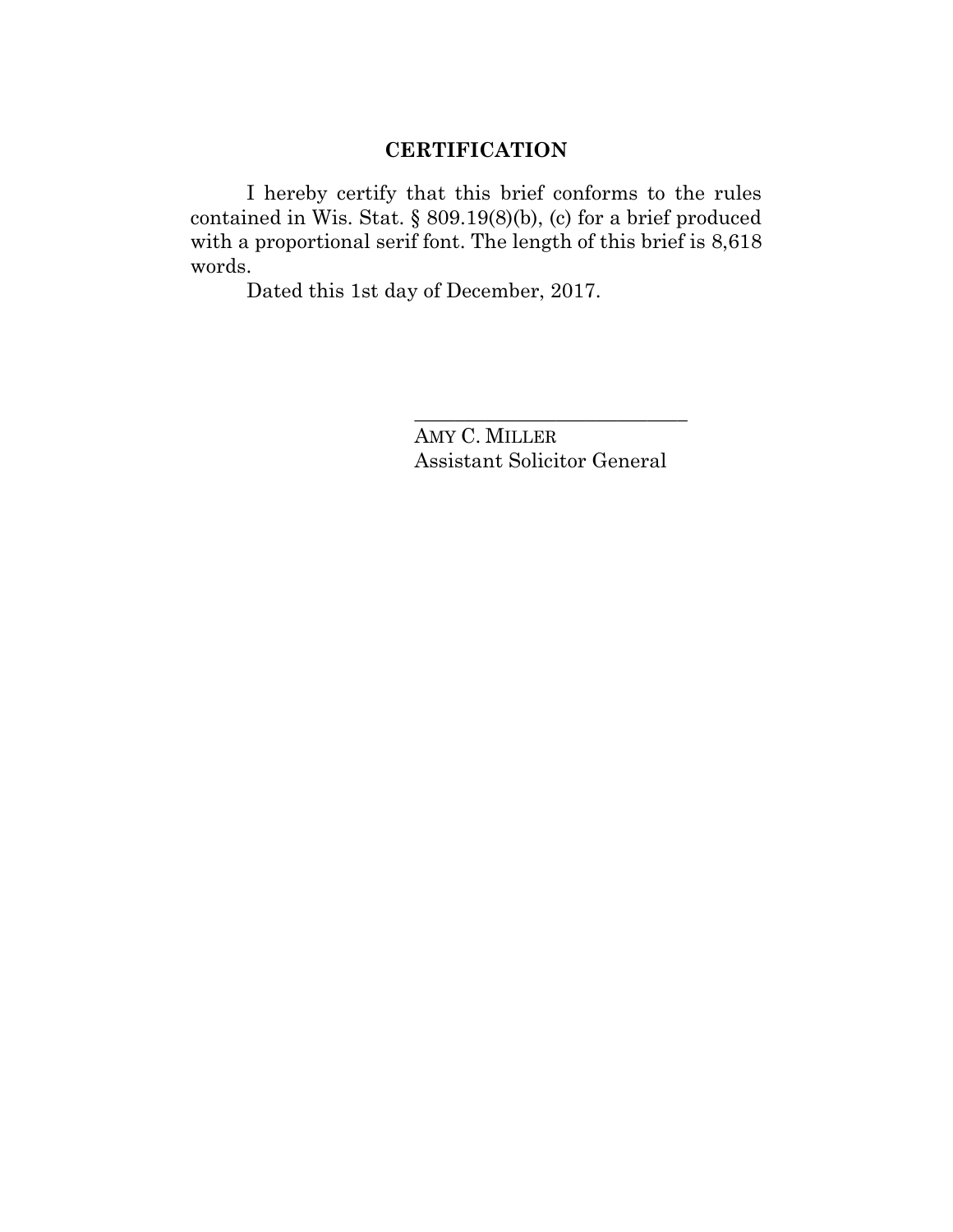## CERTIFICATION

I hereby certify that this brief conforms to the rules contained in Wis. Stat. § 809.19(8)(b), (c) for a brief produced with a proportional serif font. The length of this brief is 8,618 words.

Dated this 1st day of December, 2017.

\_\_\_\_\_\_\_\_\_\_\_\_\_\_\_\_\_\_\_\_\_\_\_\_\_\_\_\_

AMY C. MILLER
Assistant Solicitor General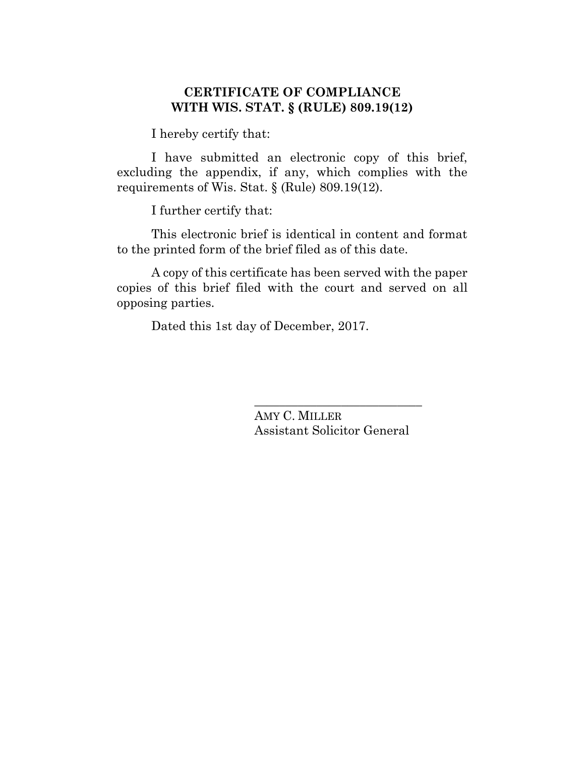## CERTIFICATE OF COMPLIANCE WITH WIS. STAT. § (RULE) 809.19(12)

I hereby certify that:

I have submitted an electronic copy of this brief, excluding the appendix, if any, which complies with the requirements of Wis. Stat. § (Rule) 809.19(12).

I further certify that:

This electronic brief is identical in content and format to the printed form of the brief filed as of this date.

A copy of this certificate has been served with the paper copies of this brief filed with the court and served on all opposing parties.

Dated this 1st day of December, 2017.

\_\_\_\_\_\_\_\_\_\_\_\_\_\_\_\_\_\_\_\_\_\_\_\_\_\_\_\_
AMY C. MILLER
Assistant Solicitor General